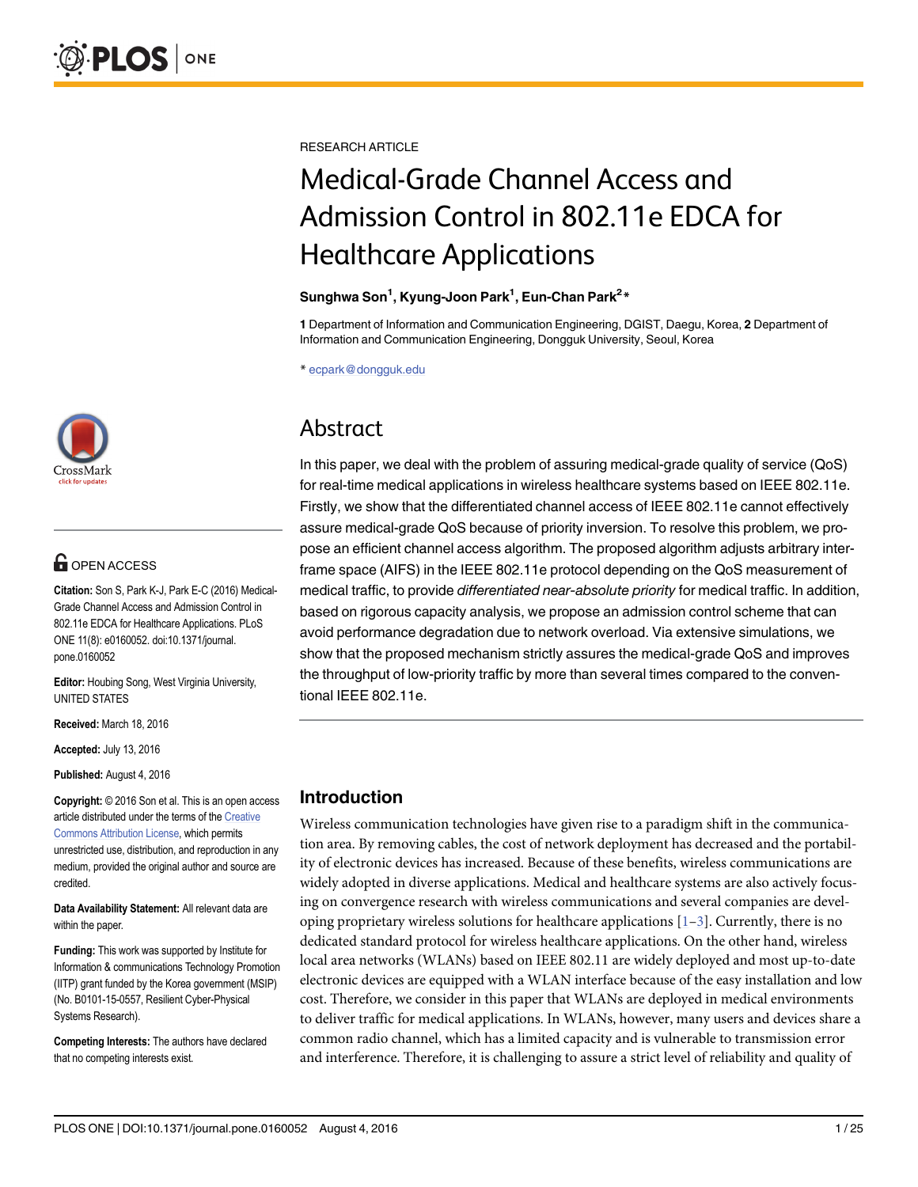RESEARCH ARTICLE

# Medical-Grade Channel Access and Admission Control in 802.11e EDCA for Healthcare Applications

**Sunghwa Son[1], Kyung-Joon Park[1], Eun-Chan Park[2]***

**1** Department of Information and Communication Engineering, DGIST, Daegu, Korea, **2** Department of Information and Communication Engineering, Dongguk University, Seoul, Korea

* ecpark@dongguk.edu

OPEN ACCESS

**Citation:** Son S, Park K-J, Park E-C (2016) Medical-Grade Channel Access and Admission Control in 802.11e EDCA for Healthcare Applications. PLoS ONE 11(8): e0160052. doi:10.1371/journal.pone.0160052

**Editor:** Houbing Song, West Virginia University, UNITED STATES

**Received:** March 18, 2016

**Accepted:** July 13, 2016

**Published:** August 4, 2016

**Copyright:** © 2016 Son et al. This is an open access article distributed under the terms of the Creative Commons Attribution License, which permits unrestricted use, distribution, and reproduction in any medium, provided the original author and source are credited.

**Data Availability Statement:** All relevant data are within the paper.

**Funding:** This work was supported by Institute for Information & communications Technology Promotion (IITP) grant funded by the Korea government (MSIP) (No. B0101-15-0557, Resilient Cyber-Physical Systems Research).

**Competing Interests:** The authors have declared that no competing interests exist.

## Abstract

In this paper, we deal with the problem of assuring medical-grade quality of service (QoS) for real-time medical applications in wireless healthcare systems based on IEEE 802.11e. Firstly, we show that the differentiated channel access of IEEE 802.11e cannot effectively assure medical-grade QoS because of priority inversion. To resolve this problem, we propose an efficient channel access algorithm. The proposed algorithm adjusts arbitrary inter-frame space (AIFS) in the IEEE 802.11e protocol depending on the QoS measurement of medical traffic, to provide *differentiated near-absolute priority* for medical traffic. In addition, based on rigorous capacity analysis, we propose an admission control scheme that can avoid performance degradation due to network overload. Via extensive simulations, we show that the proposed mechanism strictly assures the medical-grade QoS and improves the throughput of low-priority traffic by more than several times compared to the conventional IEEE 802.11e.

## Introduction

Wireless communication technologies have given rise to a paradigm shift in the communication area. By removing cables, the cost of network deployment has decreased and the portability of electronic devices has increased. Because of these benefits, wireless communications are widely adopted in diverse applications. Medical and healthcare systems are also actively focusing on convergence research with wireless communications and several companies are developing proprietary wireless solutions for healthcare applications [1–3]. Currently, there is no dedicated standard protocol for wireless healthcare applications. On the other hand, wireless local area networks (WLANs) based on IEEE 802.11 are widely deployed and most up-to-date electronic devices are equipped with a WLAN interface because of the easy installation and low cost. Therefore, we consider in this paper that WLANs are deployed in medical environments to deliver traffic for medical applications. In WLANs, however, many users and devices share a common radio channel, which has a limited capacity and is vulnerable to transmission error and interference. Therefore, it is challenging to assure a strict level of reliability and quality of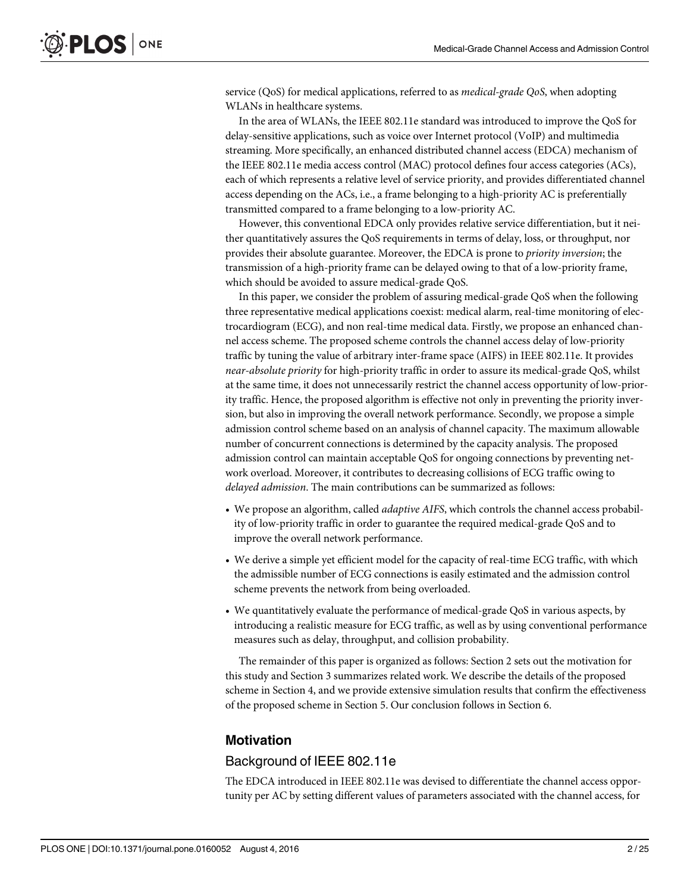service (QoS) for medical applications, referred to as *medical-grade QoS*, when adopting WLANs in healthcare systems.

In the area of WLANs, the IEEE 802.11e standard was introduced to improve the QoS for delay-sensitive applications, such as voice over Internet protocol (VoIP) and multimedia streaming. More specifically, an enhanced distributed channel access (EDCA) mechanism of the IEEE 802.11e media access control (MAC) protocol defines four access categories (ACs), each of which represents a relative level of service priority, and provides differentiated channel access depending on the ACs, i.e., a frame belonging to a high-priority AC is preferentially transmitted compared to a frame belonging to a low-priority AC.

However, this conventional EDCA only provides relative service differentiation, but it neither quantitatively assures the QoS requirements in terms of delay, loss, or throughput, nor provides their absolute guarantee. Moreover, the EDCA is prone to *priority inversion*; the transmission of a high-priority frame can be delayed owing to that of a low-priority frame, which should be avoided to assure medical-grade QoS.

In this paper, we consider the problem of assuring medical-grade QoS when the following three representative medical applications coexist: medical alarm, real-time monitoring of electrocardiogram (ECG), and non real-time medical data. Firstly, we propose an enhanced channel access scheme. The proposed scheme controls the channel access delay of low-priority traffic by tuning the value of arbitrary inter-frame space (AIFS) in IEEE 802.11e. It provides *near-absolute priority* for high-priority traffic in order to assure its medical-grade QoS, whilst at the same time, it does not unnecessarily restrict the channel access opportunity of low-priority traffic. Hence, the proposed algorithm is effective not only in preventing the priority inversion, but also in improving the overall network performance. Secondly, we propose a simple admission control scheme based on an analysis of channel capacity. The maximum allowable number of concurrent connections is determined by the capacity analysis. The proposed admission control can maintain acceptable QoS for ongoing connections by preventing network overload. Moreover, it contributes to decreasing collisions of ECG traffic owing to *delayed admission*. The main contributions can be summarized as follows:

- We propose an algorithm, called *adaptive AIFS*, which controls the channel access probability of low-priority traffic in order to guarantee the required medical-grade QoS and to improve the overall network performance.
- We derive a simple yet efficient model for the capacity of real-time ECG traffic, with which the admissible number of ECG connections is easily estimated and the admission control scheme prevents the network from being overloaded.
- We quantitatively evaluate the performance of medical-grade QoS in various aspects, by introducing a realistic measure for ECG traffic, as well as by using conventional performance measures such as delay, throughput, and collision probability.

The remainder of this paper is organized as follows: Section 2 sets out the motivation for this study and Section 3 summarizes related work. We describe the details of the proposed scheme in Section 4, and we provide extensive simulation results that confirm the effectiveness of the proposed scheme in Section 5. Our conclusion follows in Section 6.

## Motivation

### Background of IEEE 802.11e

The EDCA introduced in IEEE 802.11e was devised to differentiate the channel access opportunity per AC by setting different values of parameters associated with the channel access, for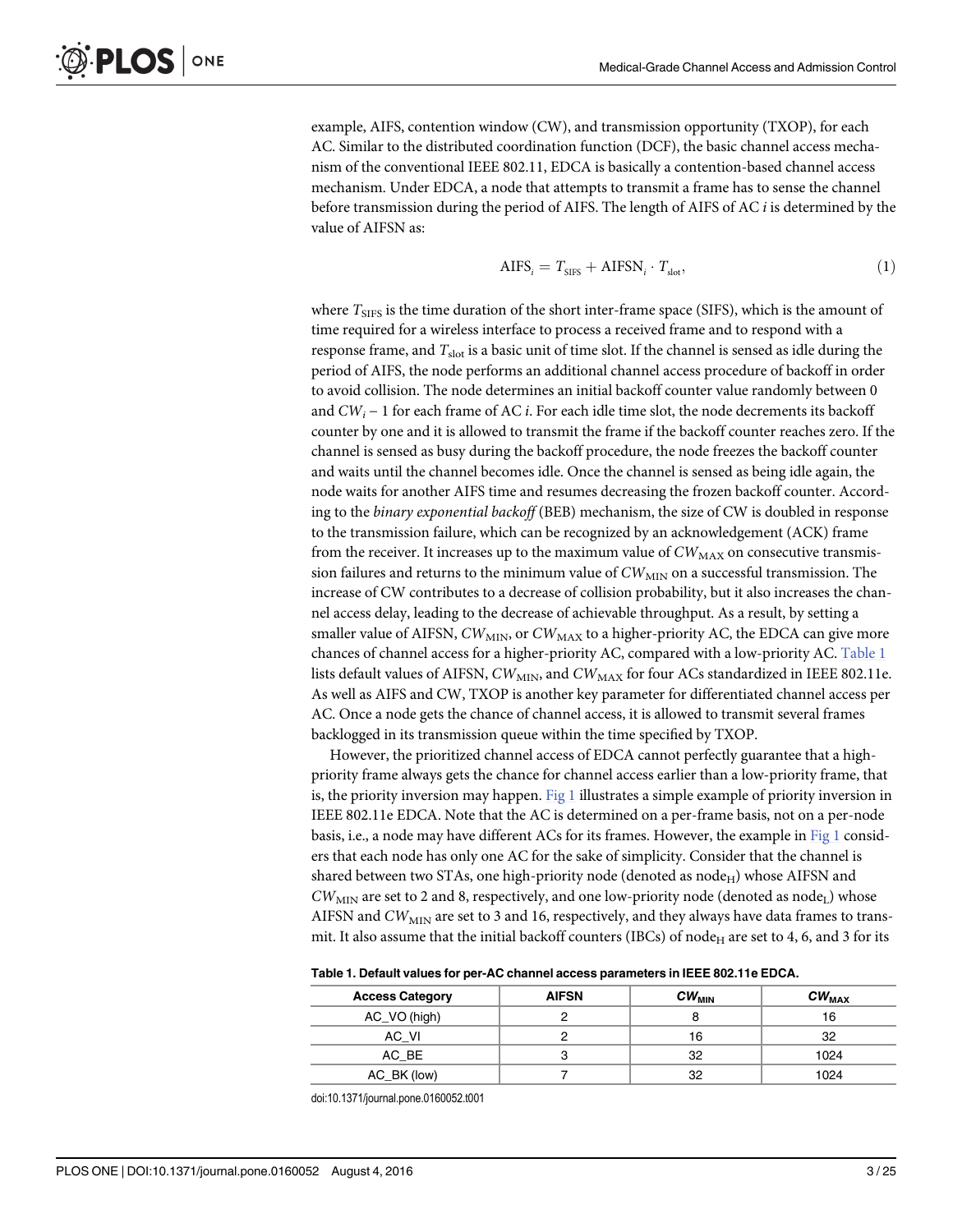example, AIFS, contention window (CW), and transmission opportunity (TXOP), for each AC. Similar to the distributed coordination function (DCF), the basic channel access mechanism of the conventional IEEE 802.11, EDCA is basically a contention-based channel access mechanism. Under EDCA, a node that attempts to transmit a frame has to sense the channel before transmission during the period of AIFS. The length of AIFS of AC $i$ is determined by the value of AIFSN as:

$$\text{AIFS}_i = T_{\text{SIFS}} + \text{AIFSN}_i \cdot T_{\text{slot}}, \tag{1}$$

where $T_{\text{SIFS}}$ is the time duration of the short inter-frame space (SIFS), which is the amount of time required for a wireless interface to process a received frame and to respond with a response frame, and $T_{\text{slot}}$ is a basic unit of time slot. If the channel is sensed as idle during the period of AIFS, the node performs an additional channel access procedure of backoff in order to avoid collision. The node determines an initial backoff counter value randomly between 0 and $CW_i - 1$ for each frame of AC $i$. For each idle time slot, the node decrements its backoff counter by one and it is allowed to transmit the frame if the backoff counter reaches zero. If the channel is sensed as busy during the backoff procedure, the node freezes the backoff counter and waits until the channel becomes idle. Once the channel is sensed as being idle again, the node waits for another AIFS time and resumes decreasing the frozen backoff counter. According to the *binary exponential backoff* (BEB) mechanism, the size of CW is doubled in response to the transmission failure, which can be recognized by an acknowledgement (ACK) frame from the receiver. It increases up to the maximum value of $CW_{\text{MAX}}$ on consecutive transmission failures and returns to the minimum value of $CW_{\text{MIN}}$ on a successful transmission. The increase of CW contributes to a decrease of collision probability, but it also increases the channel access delay, leading to the decrease of achievable throughput. As a result, by setting a smaller value of AIFSN, $CW_{\text{MIN}}$, or $CW_{\text{MAX}}$ to a higher-priority AC, the EDCA can give more chances of channel access for a higher-priority AC, compared with a low-priority AC. Table 1 lists default values of AIFSN, $CW_{\text{MIN}}$, and $CW_{\text{MAX}}$ for four ACs standardized in IEEE 802.11e. As well as AIFS and CW, TXOP is another key parameter for differentiated channel access per AC. Once a node gets the chance of channel access, it is allowed to transmit several frames backlogged in its transmission queue within the time specified by TXOP.

However, the prioritized channel access of EDCA cannot perfectly guarantee that a high-priority frame always gets the chance for channel access earlier than a low-priority frame, that is, the priority inversion may happen. Fig 1 illustrates a simple example of priority inversion in IEEE 802.11e EDCA. Note that the AC is determined on a per-frame basis, not on a per-node basis, i.e., a node may have different ACs for its frames. However, the example in Fig 1 considers that each node has only one AC for the sake of simplicity. Consider that the channel is shared between two STAs, one high-priority node (denoted as $\text{node}_\text{H}$) whose AIFSN and $CW_{\text{MIN}}$ are set to 2 and 8, respectively, and one low-priority node (denoted as $\text{node}_\text{L}$) whose AIFSN and $CW_{\text{MIN}}$ are set to 3 and 16, respectively, and they always have data frames to transmit. It also assume that the initial backoff counters (IBCs) of $\text{node}_\text{H}$ are set to 4, 6, and 3 for its

**Table 1. Default values for per-AC channel access parameters in IEEE 802.11e EDCA.**

| Access Category | AIFSN | $CW_{\text{MIN}}$ | $CW_{\text{MAX}}$ |
|---|---|---|---|
| AC_VO (high) | 2 | 8 | 16 |
| AC_VI | 2 | 16 | 32 |
| AC_BE | 3 | 32 | 1024 |
| AC_BK (low) | 7 | 32 | 1024 |

doi:10.1371/journal.pone.0160052.t001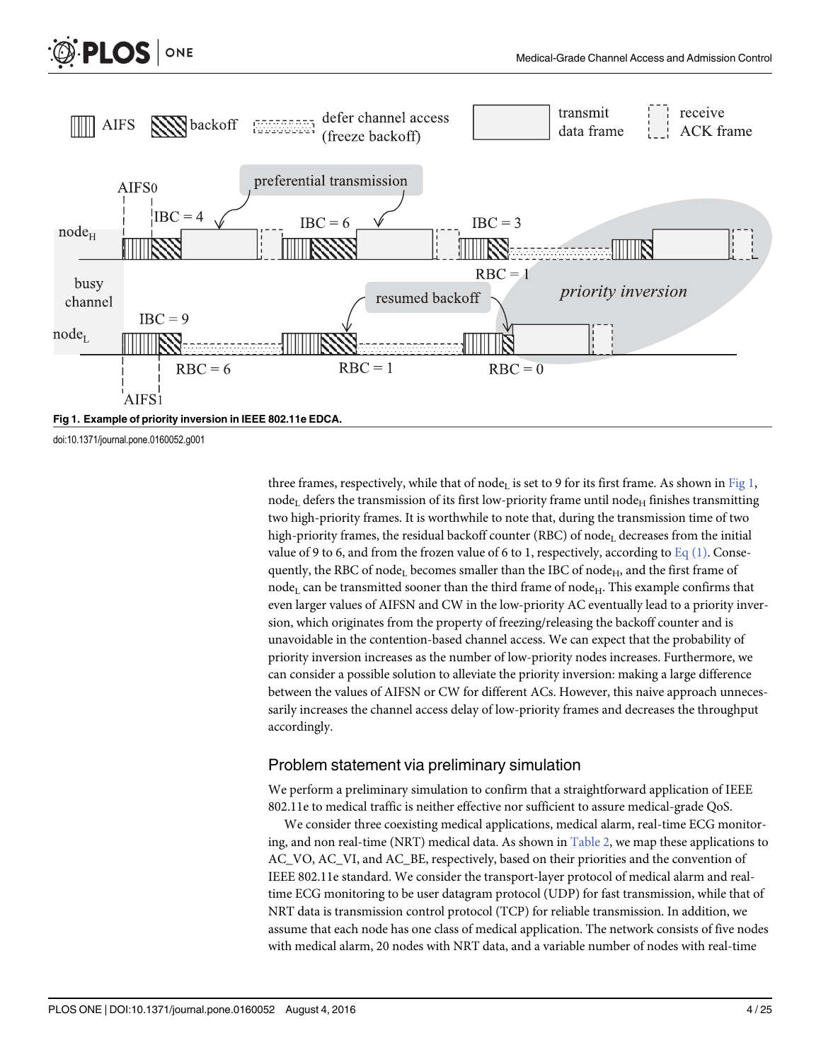Fig 1. Example of priority inversion in IEEE 802.11e EDCA.

doi:10.1371/journal.pone.0160052.g001

three frames, respectively, while that of $node_L$ is set to 9 for its first frame. As shown in Fig 1, $node_L$ defers the transmission of its first low-priority frame until $node_H$ finishes transmitting two high-priority frames. It is worthwhile to note that, during the transmission time of two high-priority frames, the residual backoff counter (RBC) of $node_L$ decreases from the initial value of 9 to 6, and from the frozen value of 6 to 1, respectively, according to Eq (1). Consequently, the RBC of $node_L$ becomes smaller than the IBC of $node_H$, and the first frame of $node_L$ can be transmitted sooner than the third frame of $node_H$. This example confirms that even larger values of AIFSN and CW in the low-priority AC eventually lead to a priority inversion, which originates from the property of freezing/releasing the backoff counter and is unavoidable in the contention-based channel access. We can expect that the probability of priority inversion increases as the number of low-priority nodes increases. Furthermore, we can consider a possible solution to alleviate the priority inversion: making a large difference between the values of AIFSN or CW for different ACs. However, this naive approach unnecessarily increases the channel access delay of low-priority frames and decreases the throughput accordingly.

## Problem statement via preliminary simulation

We perform a preliminary simulation to confirm that a straightforward application of IEEE 802.11e to medical traffic is neither effective nor sufficient to assure medical-grade QoS.

We consider three coexisting medical applications, medical alarm, real-time ECG monitoring, and non real-time (NRT) medical data. As shown in Table 2, we map these applications to AC_VO, AC_VI, and AC_BE, respectively, based on their priorities and the convention of IEEE 802.11e standard. We consider the transport-layer protocol of medical alarm and real-time ECG monitoring to be user datagram protocol (UDP) for fast transmission, while that of NRT data is transmission control protocol (TCP) for reliable transmission. In addition, we assume that each node has one class of medical application. The network consists of five nodes with medical alarm, 20 nodes with NRT data, and a variable number of nodes with real-time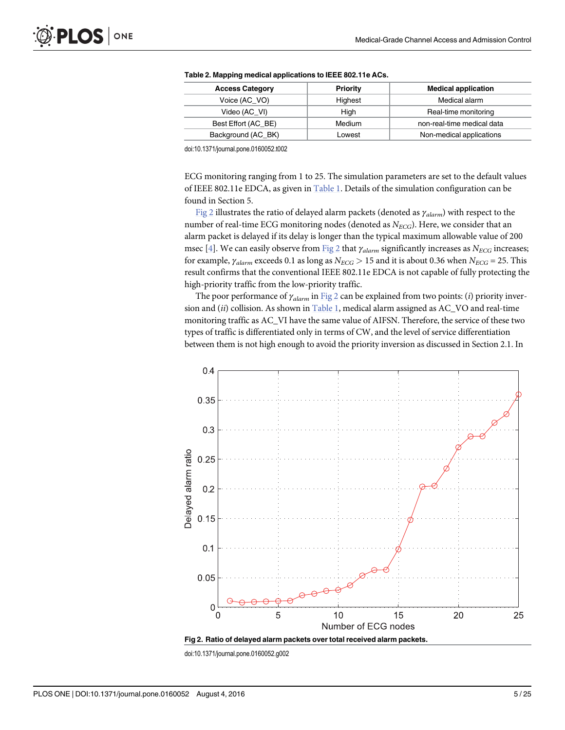**Table 2. Mapping medical applications to IEEE 802.11e ACs.**

| Access Category | Priority | Medical application |
| --- | --- | --- |
| Voice (AC_VO) | Highest | Medical alarm |
| Video (AC_VI) | High | Real-time monitoring |
| Best Effort (AC_BE) | Medium | non-real-time medical data |
| Background (AC_BK) | Lowest | Non-medical applications |

doi:10.1371/journal.pone.0160052.t002

ECG monitoring ranging from 1 to 25. The simulation parameters are set to the default values of IEEE 802.11e EDCA, as given in Table 1. Details of the simulation configuration can be found in Section 5.

Fig 2 illustrates the ratio of delayed alarm packets (denoted as $\gamma_{alarm}$) with respect to the number of real-time ECG monitoring nodes (denoted as $N_{ECG}$). Here, we consider that an alarm packet is delayed if its delay is longer than the typical maximum allowable value of 200 msec [4]. We can easily observe from Fig 2 that $\gamma_{alarm}$ significantly increases as $N_{ECG}$ increases; for example, $\gamma_{alarm}$ exceeds 0.1 as long as $N_{ECG} > 15$ and it is about 0.36 when $N_{ECG} = 25$. This result confirms that the conventional IEEE 802.11e EDCA is not capable of fully protecting the high-priority traffic from the low-priority traffic.

The poor performance of $\gamma_{alarm}$ in Fig 2 can be explained from two points: (*i*) priority inversion and (*ii*) collision. As shown in Table 1, medical alarm assigned as AC_VO and real-time monitoring traffic as AC_VI have the same value of AIFSN. Therefore, the service of these two types of traffic is differentiated only in terms of CW, and the level of service differentiation between them is not high enough to avoid the priority inversion as discussed in Section 2.1. In

**Fig 2. Ratio of delayed alarm packets over total received alarm packets.**

doi:10.1371/journal.pone.0160052.g002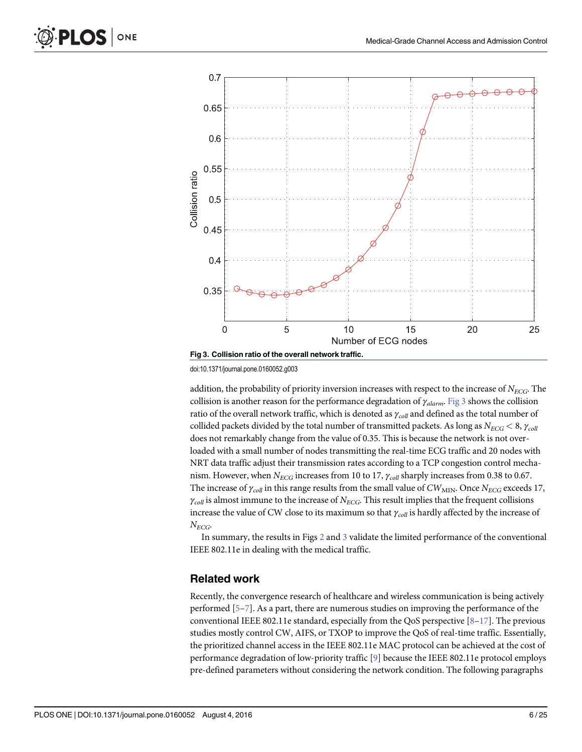Fig 3. Collision ratio of the overall network traffic.

doi:10.1371/journal.pone.0160052.g003

addition, the probability of priority inversion increases with respect to the increase of $N_{ECG}$. The collision is another reason for the performance degradation of $\gamma_{alarm}$. Fig 3 shows the collision ratio of the overall network traffic, which is denoted as $\gamma_{coll}$ and defined as the total number of collided packets divided by the total number of transmitted packets. As long as $N_{ECG} < 8$, $\gamma_{coll}$ does not remarkably change from the value of 0.35. This is because the network is not overloaded with a small number of nodes transmitting the real-time ECG traffic and 20 nodes with NRT data traffic adjust their transmission rates according to a TCP congestion control mechanism. However, when $N_{ECG}$ increases from 10 to 17, $\gamma_{coll}$ sharply increases from 0.38 to 0.67. The increase of $\gamma_{coll}$ in this range results from the small value of $CW_{\mathrm{MIN}}$. Once $N_{ECG}$ exceeds 17, $\gamma_{coll}$ is almost immune to the increase of $N_{ECG}$. This result implies that the frequent collisions increase the value of CW close to its maximum so that $\gamma_{coll}$ is hardly affected by the increase of $N_{ECG}$.

In summary, the results in Figs 2 and 3 validate the limited performance of the conventional IEEE 802.11e in dealing with the medical traffic.

## Related work

Recently, the convergence research of healthcare and wireless communication is being actively performed [5–7]. As a part, there are numerous studies on improving the performance of the conventional IEEE 802.11e standard, especially from the QoS perspective [8–17]. The previous studies mostly control CW, AIFS, or TXOP to improve the QoS of real-time traffic. Essentially, the prioritized channel access in the IEEE 802.11e MAC protocol can be achieved at the cost of performance degradation of low-priority traffic [9] because the IEEE 802.11e protocol employs pre-defined parameters without considering the network condition. The following paragraphs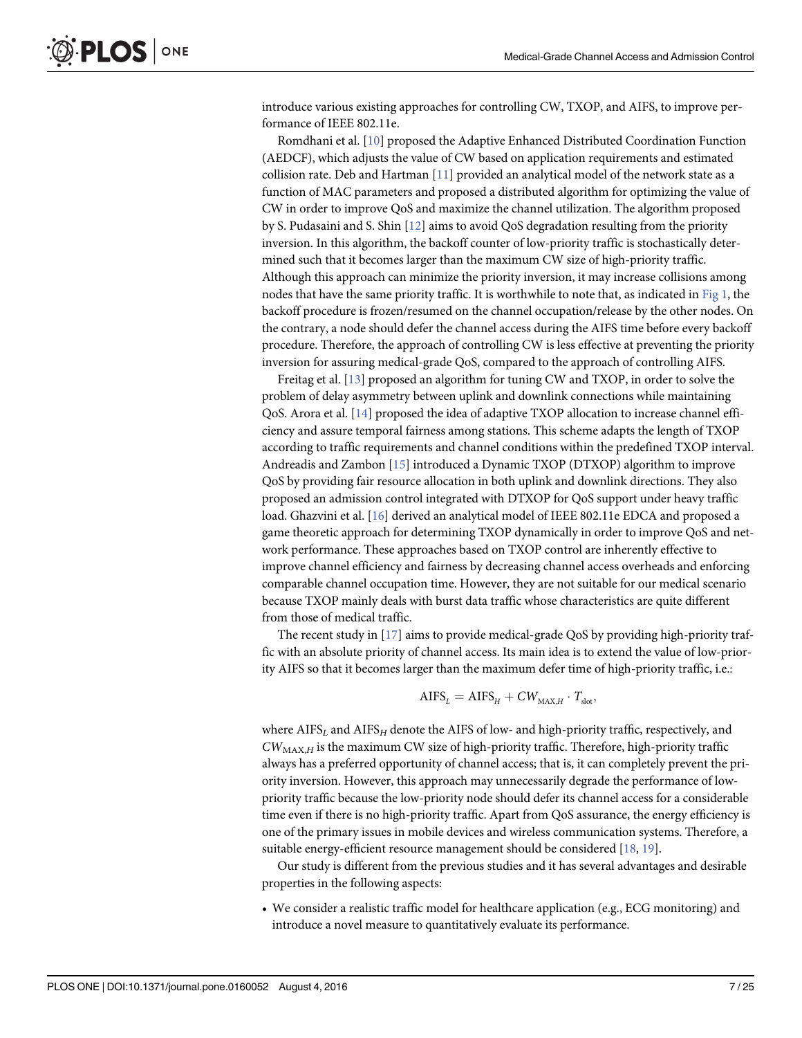introduce various existing approaches for controlling CW, TXOP, and AIFS, to improve performance of IEEE 802.11e.

Romdhani et al. [10] proposed the Adaptive Enhanced Distributed Coordination Function (AEDCF), which adjusts the value of CW based on application requirements and estimated collision rate. Deb and Hartman [11] provided an analytical model of the network state as a function of MAC parameters and proposed a distributed algorithm for optimizing the value of CW in order to improve QoS and maximize the channel utilization. The algorithm proposed by S. Pudasaini and S. Shin [12] aims to avoid QoS degradation resulting from the priority inversion. In this algorithm, the backoff counter of low-priority traffic is stochastically determined such that it becomes larger than the maximum CW size of high-priority traffic. Although this approach can minimize the priority inversion, it may increase collisions among nodes that have the same priority traffic. It is worthwhile to note that, as indicated in Fig 1, the backoff procedure is frozen/resumed on the channel occupation/release by the other nodes. On the contrary, a node should defer the channel access during the AIFS time before every backoff procedure. Therefore, the approach of controlling CW is less effective at preventing the priority inversion for assuring medical-grade QoS, compared to the approach of controlling AIFS.

Freitag et al. [13] proposed an algorithm for tuning CW and TXOP, in order to solve the problem of delay asymmetry between uplink and downlink connections while maintaining QoS. Arora et al. [14] proposed the idea of adaptive TXOP allocation to increase channel efficiency and assure temporal fairness among stations. This scheme adapts the length of TXOP according to traffic requirements and channel conditions within the predefined TXOP interval. Andreadis and Zambon [15] introduced a Dynamic TXOP (DTXOP) algorithm to improve QoS by providing fair resource allocation in both uplink and downlink directions. They also proposed an admission control integrated with DTXOP for QoS support under heavy traffic load. Ghazvini et al. [16] derived an analytical model of IEEE 802.11e EDCA and proposed a game theoretic approach for determining TXOP dynamically in order to improve QoS and network performance. These approaches based on TXOP control are inherently effective to improve channel efficiency and fairness by decreasing channel access overheads and enforcing comparable channel occupation time. However, they are not suitable for our medical scenario because TXOP mainly deals with burst data traffic whose characteristics are quite different from those of medical traffic.

The recent study in [17] aims to provide medical-grade QoS by providing high-priority traffic with an absolute priority of channel access. Its main idea is to extend the value of low-priority AIFS so that it becomes larger than the maximum defer time of high-priority traffic, i.e.:

$$\mathrm{AIFS}_L = \mathrm{AIFS}_H + CW_{\mathrm{MAX},H} \cdot T_{\mathrm{slot}},$$

where $\mathrm{AIFS}_L$ and $\mathrm{AIFS}_H$ denote the AIFS of low- and high-priority traffic, respectively, and $CW_{\mathrm{MAX},H}$ is the maximum CW size of high-priority traffic. Therefore, high-priority traffic always has a preferred opportunity of channel access; that is, it can completely prevent the priority inversion. However, this approach may unnecessarily degrade the performance of low-priority traffic because the low-priority node should defer its channel access for a considerable time even if there is no high-priority traffic. Apart from QoS assurance, the energy efficiency is one of the primary issues in mobile devices and wireless communication systems. Therefore, a suitable energy-efficient resource management should be considered [18, 19].

Our study is different from the previous studies and it has several advantages and desirable properties in the following aspects:

- We consider a realistic traffic model for healthcare application (e.g., ECG monitoring) and introduce a novel measure to quantitatively evaluate its performance.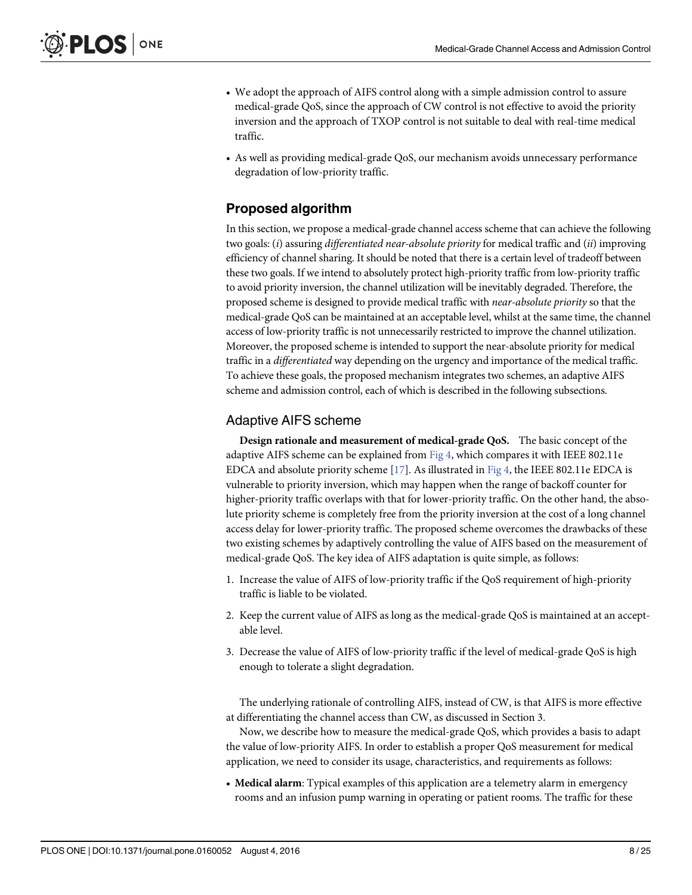- We adopt the approach of AIFS control along with a simple admission control to assure medical-grade QoS, since the approach of CW control is not effective to avoid the priority inversion and the approach of TXOP control is not suitable to deal with real-time medical traffic.
- As well as providing medical-grade QoS, our mechanism avoids unnecessary performance degradation of low-priority traffic.

## Proposed algorithm

In this section, we propose a medical-grade channel access scheme that can achieve the following two goals: (*i*) assuring *differentiated near-absolute priority* for medical traffic and (*ii*) improving efficiency of channel sharing. It should be noted that there is a certain level of tradeoff between these two goals. If we intend to absolutely protect high-priority traffic from low-priority traffic to avoid priority inversion, the channel utilization will be inevitably degraded. Therefore, the proposed scheme is designed to provide medical traffic with *near-absolute priority* so that the medical-grade QoS can be maintained at an acceptable level, whilst at the same time, the channel access of low-priority traffic is not unnecessarily restricted to improve the channel utilization. Moreover, the proposed scheme is intended to support the near-absolute priority for medical traffic in a *differentiated* way depending on the urgency and importance of the medical traffic. To achieve these goals, the proposed mechanism integrates two schemes, an adaptive AIFS scheme and admission control, each of which is described in the following subsections.

### Adaptive AIFS scheme

**Design rationale and measurement of medical-grade QoS.** The basic concept of the adaptive AIFS scheme can be explained from Fig 4, which compares it with IEEE 802.11e EDCA and absolute priority scheme [17]. As illustrated in Fig 4, the IEEE 802.11e EDCA is vulnerable to priority inversion, which may happen when the range of backoff counter for higher-priority traffic overlaps with that for lower-priority traffic. On the other hand, the absolute priority scheme is completely free from the priority inversion at the cost of a long channel access delay for lower-priority traffic. The proposed scheme overcomes the drawbacks of these two existing schemes by adaptively controlling the value of AIFS based on the measurement of medical-grade QoS. The key idea of AIFS adaptation is quite simple, as follows:

1. Increase the value of AIFS of low-priority traffic if the QoS requirement of high-priority traffic is liable to be violated.
2. Keep the current value of AIFS as long as the medical-grade QoS is maintained at an acceptable level.
3. Decrease the value of AIFS of low-priority traffic if the level of medical-grade QoS is high enough to tolerate a slight degradation.

The underlying rationale of controlling AIFS, instead of CW, is that AIFS is more effective at differentiating the channel access than CW, as discussed in Section 3.

Now, we describe how to measure the medical-grade QoS, which provides a basis to adapt the value of low-priority AIFS. In order to establish a proper QoS measurement for medical application, we need to consider its usage, characteristics, and requirements as follows:

- **Medical alarm**: Typical examples of this application are a telemetry alarm in emergency rooms and an infusion pump warning in operating or patient rooms. The traffic for these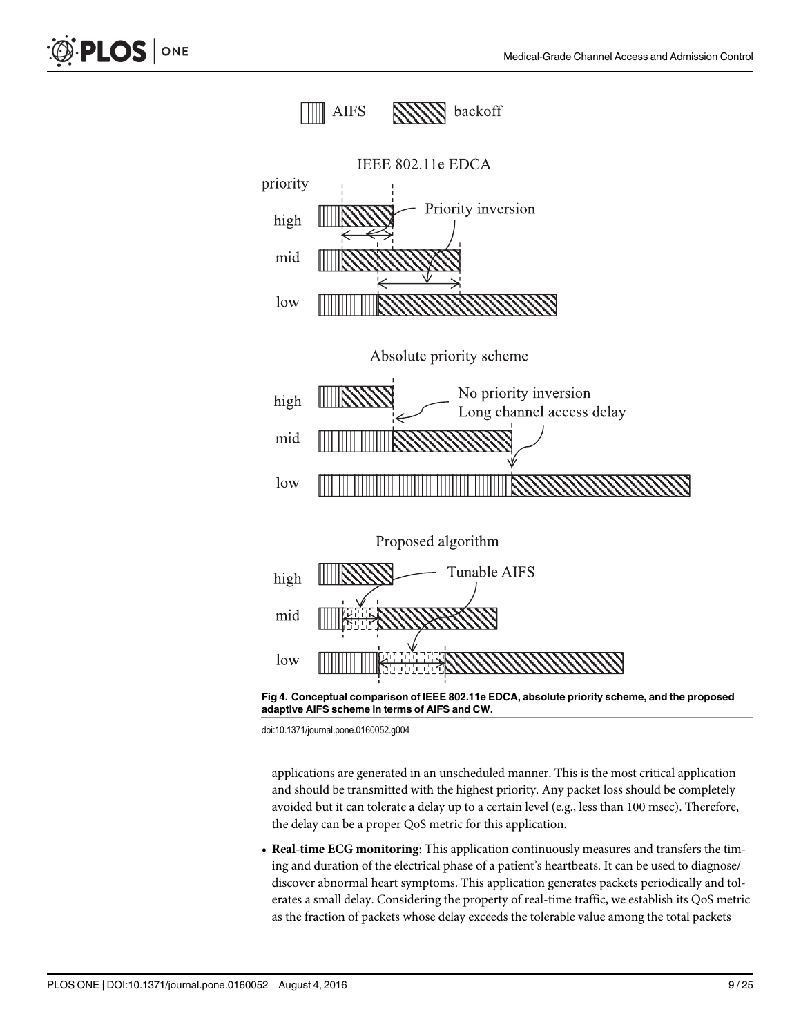Fig 4. Conceptual comparison of IEEE 802.11e EDCA, absolute priority scheme, and the proposed adaptive AIFS scheme in terms of AIFS and CW.

doi:10.1371/journal.pone.0160052.g004

applications are generated in an unscheduled manner. This is the most critical application and should be transmitted with the highest priority. Any packet loss should be completely avoided but it can tolerate a delay up to a certain level (e.g., less than 100 msec). Therefore, the delay can be a proper QoS metric for this application.

- **Real-time ECG monitoring**: This application continuously measures and transfers the timing and duration of the electrical phase of a patient's heartbeats. It can be used to diagnose/discover abnormal heart symptoms. This application generates packets periodically and tolerates a small delay. Considering the property of real-time traffic, we establish its QoS metric as the fraction of packets whose delay exceeds the tolerable value among the total packets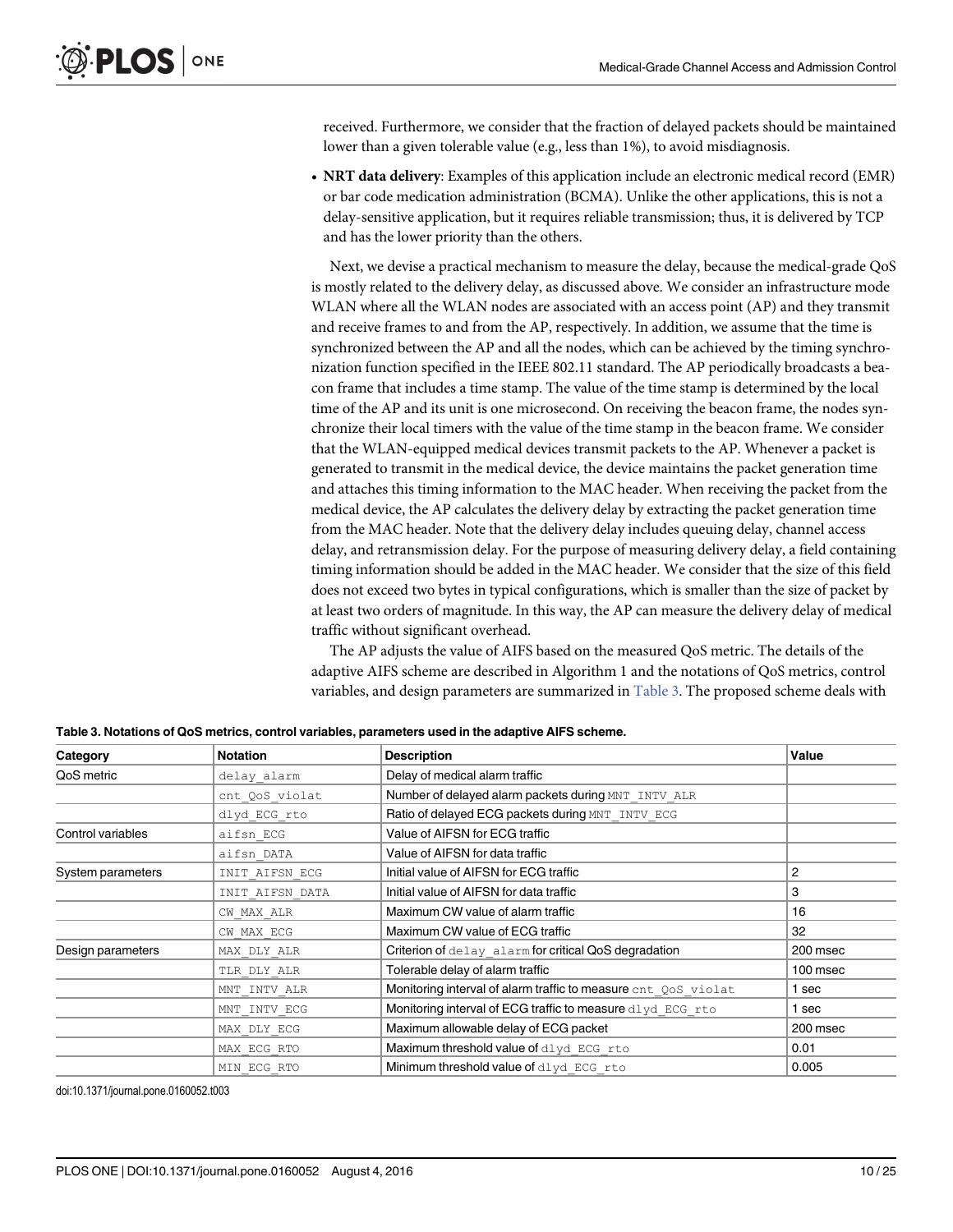received. Furthermore, we consider that the fraction of delayed packets should be maintained lower than a given tolerable value (e.g., less than 1%), to avoid misdiagnosis.

- **NRT data delivery**: Examples of this application include an electronic medical record (EMR) or bar code medication administration (BCMA). Unlike the other applications, this is not a delay-sensitive application, but it requires reliable transmission; thus, it is delivered by TCP and has the lower priority than the others.

Next, we devise a practical mechanism to measure the delay, because the medical-grade QoS is mostly related to the delivery delay, as discussed above. We consider an infrastructure mode WLAN where all the WLAN nodes are associated with an access point (AP) and they transmit and receive frames to and from the AP, respectively. In addition, we assume that the time is synchronized between the AP and all the nodes, which can be achieved by the timing synchronization function specified in the IEEE 802.11 standard. The AP periodically broadcasts a beacon frame that includes a time stamp. The value of the time stamp is determined by the local time of the AP and its unit is one microsecond. On receiving the beacon frame, the nodes synchronize their local timers with the value of the time stamp in the beacon frame. We consider that the WLAN-equipped medical devices transmit packets to the AP. Whenever a packet is generated to transmit in the medical device, the device maintains the packet generation time and attaches this timing information to the MAC header. When receiving the packet from the medical device, the AP calculates the delivery delay by extracting the packet generation time from the MAC header. Note that the delivery delay includes queuing delay, channel access delay, and retransmission delay. For the purpose of measuring delivery delay, a field containing timing information should be added in the MAC header. We consider that the size of this field does not exceed two bytes in typical configurations, which is smaller than the size of packet by at least two orders of magnitude. In this way, the AP can measure the delivery delay of medical traffic without significant overhead.

The AP adjusts the value of AIFS based on the measured QoS metric. The details of the adaptive AIFS scheme are described in Algorithm 1 and the notations of QoS metrics, control variables, and design parameters are summarized in Table 3. The proposed scheme deals with

**Table 3. Notations of QoS metrics, control variables, parameters used in the adaptive AIFS scheme.**

| Category | Notation | Description | Value |
|---|---|---|---|
| QoS metric | `delay_alarm` | Delay of medical alarm traffic | |
| | `cnt_QoS_violat` | Number of delayed alarm packets during `MNT_INTV_ALR` | |
| | `dlyd_ECG_rto` | Ratio of delayed ECG packets during `MNT_INTV_ECG` | |
| Control variables | `aifsn_ECG` | Value of AIFSN for ECG traffic | |
| | `aifsn_DATA` | Value of AIFSN for data traffic | |
| System parameters | `INIT_AIFSN_ECG` | Initial value of AIFSN for ECG traffic | 2 |
| | `INIT_AIFSN_DATA` | Initial value of AIFSN for data traffic | 3 |
| | `CW_MAX_ALR` | Maximum CW value of alarm traffic | 16 |
| | `CW_MAX_ECG` | Maximum CW value of ECG traffic | 32 |
| Design parameters | `MAX_DLY_ALR` | Criterion of `delay_alarm` for critical QoS degradation | 200 msec |
| | `TLR_DLY_ALR` | Tolerable delay of alarm traffic | 100 msec |
| | `MNT_INTV_ALR` | Monitoring interval of alarm traffic to measure `cnt_QoS_violat` | 1 sec |
| | `MNT_INTV_ECG` | Monitoring interval of ECG traffic to measure `dlyd_ECG_rto` | 1 sec |
| | `MAX_DLY_ECG` | Maximum allowable delay of ECG packet | 200 msec |
| | `MAX_ECG_RTO` | Maximum threshold value of `dlyd_ECG_rto` | 0.01 |
| | `MIN_ECG_RTO` | Minimum threshold value of `dlyd_ECG_rto` | 0.005 |

doi:10.1371/journal.pone.0160052.t003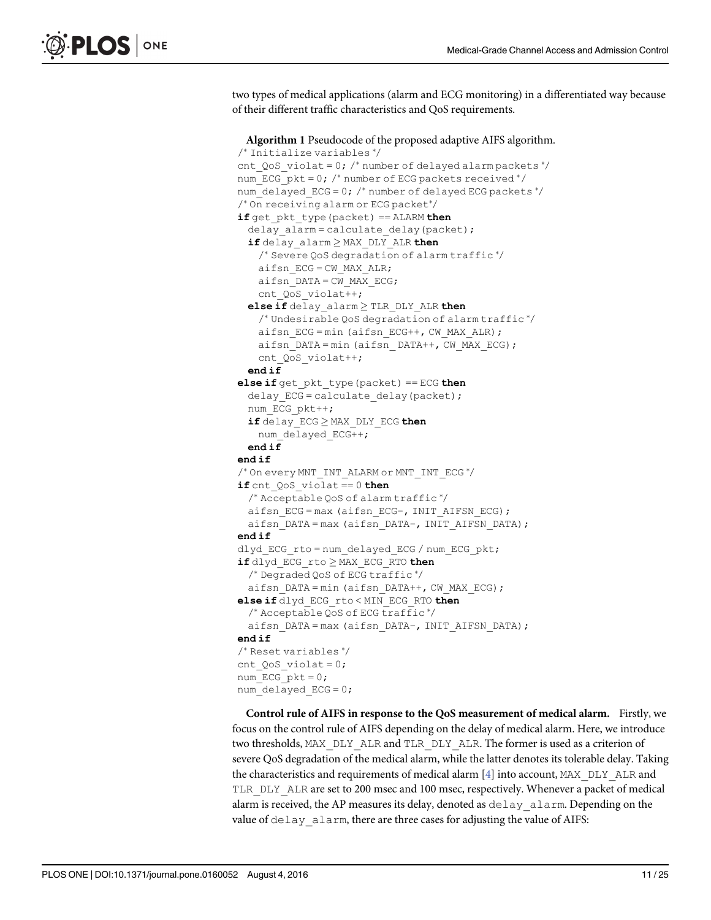two types of medical applications (alarm and ECG monitoring) in a differentiated way because of their different traffic characteristics and QoS requirements.

**Algorithm 1** Pseudocode of the proposed adaptive AIFS algorithm.

```
/* Initialize variables */
cnt_QoS_violat = 0; /* number of delayed alarm packets */
num_ECG_pkt = 0; /* number of ECG packets received */
num_delayed_ECG = 0; /* number of delayed ECG packets */
/* On receiving alarm or ECG packet */
if get_pkt_type(packet) == ALARM then
  delay_alarm = calculate_delay(packet);
  if delay_alarm ≥ MAX_DLY_ALR then
    /* Severe QoS degradation of alarm traffic */
    aifsn_ECG = CW_MAX_ALR;
    aifsn_DATA = CW_MAX_ECG;
    cnt_QoS_violat++;
  else if delay_alarm ≥ TLR_DLY_ALR then
    /* Undesirable QoS degradation of alarm traffic */
    aifsn_ECG = min (aifsn_ECG++, CW_MAX_ALR);
    aifsn_DATA = min (aifsn_ DATA++, CW_MAX_ECG);
    cnt_QoS_violat++;
  end if
else if get_pkt_type(packet) == ECG then
  delay_ECG = calculate_delay(packet);
  num_ECG_pkt++;
  if delay_ECG ≥ MAX_DLY_ECG then
    num_delayed_ECG++;
  end if
end if
/* On every MNT_INT_ALARM or MNT_INT_ECG */
if cnt_QoS_violat == 0 then
  /* Acceptable QoS of alarm traffic */
  aifsn_ECG = max (aifsn_ECG-, INIT_AIFSN_ECG);
  aifsn_DATA = max (aifsn_DATA-, INIT_AIFSN_DATA);
end if
dlyd_ECG_rto = num_delayed_ECG / num_ECG_pkt;
if dlyd_ECG_rto ≥ MAX_ECG_RTO then
  /* Degraded QoS of ECG traffic */
  aifsn_DATA = min (aifsn_DATA++, CW_MAX_ECG);
else if dlyd_ECG_rto < MIN_ECG_RTO then
  /* Acceptable QoS of ECG traffic */
  aifsn_DATA = max (aifsn_DATA-, INIT_AIFSN_DATA);
end if
/* Reset variables */
cnt_QoS_violat = 0;
num_ECG_pkt = 0;
num_delayed_ECG = 0;
```

**Control rule of AIFS in response to the QoS measurement of medical alarm.** Firstly, we focus on the control rule of AIFS depending on the delay of medical alarm. Here, we introduce two thresholds, MAX_DLY_ALR and TLR_DLY_ALR. The former is used as a criterion of severe QoS degradation of the medical alarm, while the latter denotes its tolerable delay. Taking the characteristics and requirements of medical alarm [4] into account, MAX_DLY_ALR and TLR_DLY_ALR are set to 200 msec and 100 msec, respectively. Whenever a packet of medical alarm is received, the AP measures its delay, denoted as delay_alarm. Depending on the value of delay_alarm, there are three cases for adjusting the value of AIFS: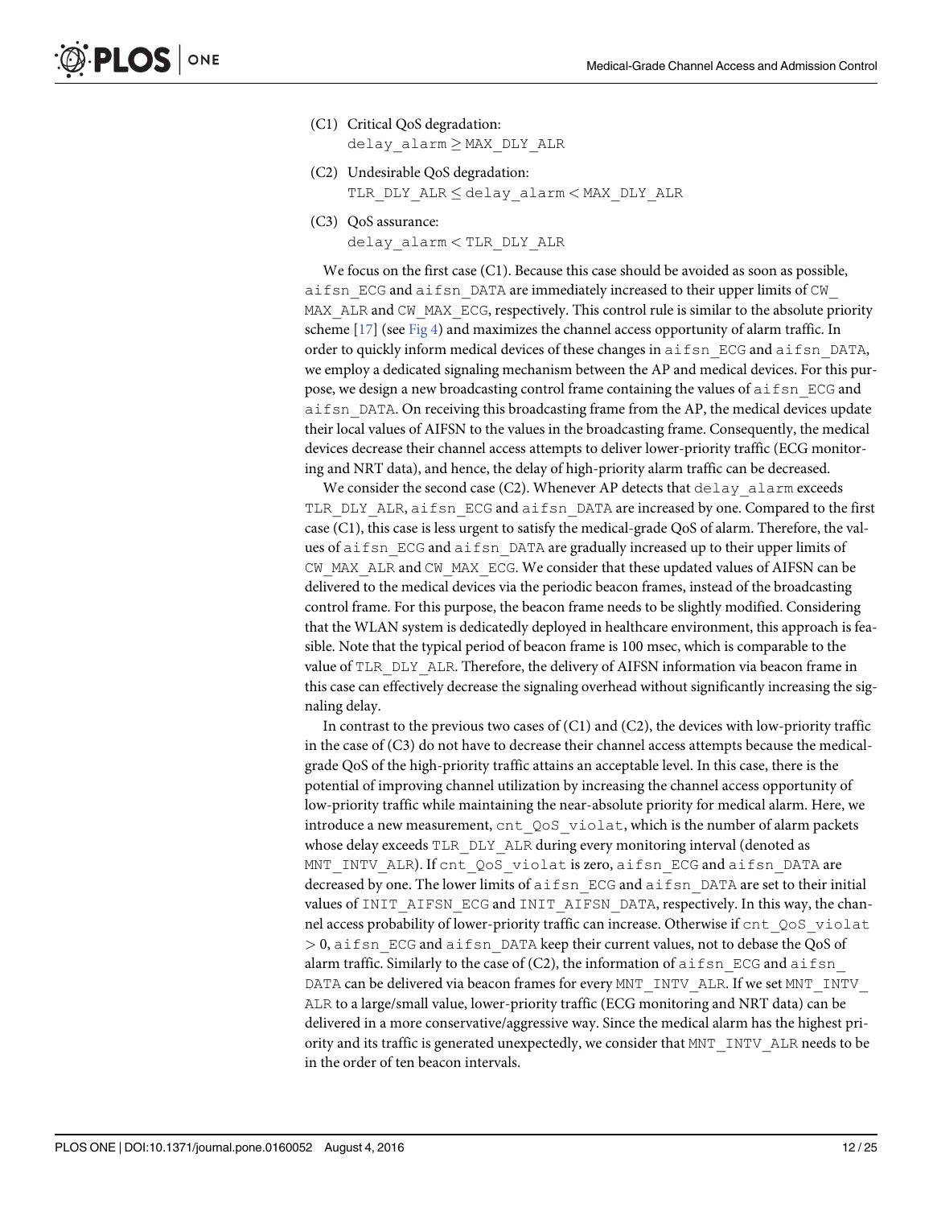(C1) Critical QoS degradation:
delay_alarm ≥ MAX_DLY_ALR

(C2) Undesirable QoS degradation:
TLR_DLY_ALR ≤ delay_alarm < MAX_DLY_ALR

(C3) QoS assurance:
delay_alarm < TLR_DLY_ALR

We focus on the first case (C1). Because this case should be avoided as soon as possible, aifsn_ECG and aifsn_DATA are immediately increased to their upper limits of CW_MAX_ALR and CW_MAX_ECG, respectively. This control rule is similar to the absolute priority scheme [17] (see Fig 4) and maximizes the channel access opportunity of alarm traffic. In order to quickly inform medical devices of these changes in aifsn_ECG and aifsn_DATA, we employ a dedicated signaling mechanism between the AP and medical devices. For this purpose, we design a new broadcasting control frame containing the values of aifsn_ECG and aifsn_DATA. On receiving this broadcasting frame from the AP, the medical devices update their local values of AIFSN to the values in the broadcasting frame. Consequently, the medical devices decrease their channel access attempts to deliver lower-priority traffic (ECG monitoring and NRT data), and hence, the delay of high-priority alarm traffic can be decreased.

We consider the second case (C2). Whenever AP detects that delay_alarm exceeds TLR_DLY_ALR, aifsn_ECG and aifsn_DATA are increased by one. Compared to the first case (C1), this case is less urgent to satisfy the medical-grade QoS of alarm. Therefore, the values of aifsn_ECG and aifsn_DATA are gradually increased up to their upper limits of CW_MAX_ALR and CW_MAX_ECG. We consider that these updated values of AIFSN can be delivered to the medical devices via the periodic beacon frames, instead of the broadcasting control frame. For this purpose, the beacon frame needs to be slightly modified. Considering that the WLAN system is dedicatedly deployed in healthcare environment, this approach is feasible. Note that the typical period of beacon frame is 100 msec, which is comparable to the value of TLR_DLY_ALR. Therefore, the delivery of AIFSN information via beacon frame in this case can effectively decrease the signaling overhead without significantly increasing the signaling delay.

In contrast to the previous two cases of (C1) and (C2), the devices with low-priority traffic in the case of (C3) do not have to decrease their channel access attempts because the medical-grade QoS of the high-priority traffic attains an acceptable level. In this case, there is the potential of improving channel utilization by increasing the channel access opportunity of low-priority traffic while maintaining the near-absolute priority for medical alarm. Here, we introduce a new measurement, cnt_QoS_violat, which is the number of alarm packets whose delay exceeds TLR_DLY_ALR during every monitoring interval (denoted as MNT_INTV_ALR). If cnt_QoS_violat is zero, aifsn_ECG and aifsn_DATA are decreased by one. The lower limits of aifsn_ECG and aifsn_DATA are set to their initial values of INIT_AIFSN_ECG and INIT_AIFSN_DATA, respectively. In this way, the channel access probability of lower-priority traffic can increase. Otherwise if cnt_QoS_violat > 0, aifsn_ECG and aifsn_DATA keep their current values, not to debase the QoS of alarm traffic. Similarly to the case of (C2), the information of aifsn_ECG and aifsn_DATA can be delivered via beacon frames for every MNT_INTV_ALR. If we set MNT_INTV_ALR to a large/small value, lower-priority traffic (ECG monitoring and NRT data) can be delivered in a more conservative/aggressive way. Since the medical alarm has the highest priority and its traffic is generated unexpectedly, we consider that MNT_INTV_ALR needs to be in the order of ten beacon intervals.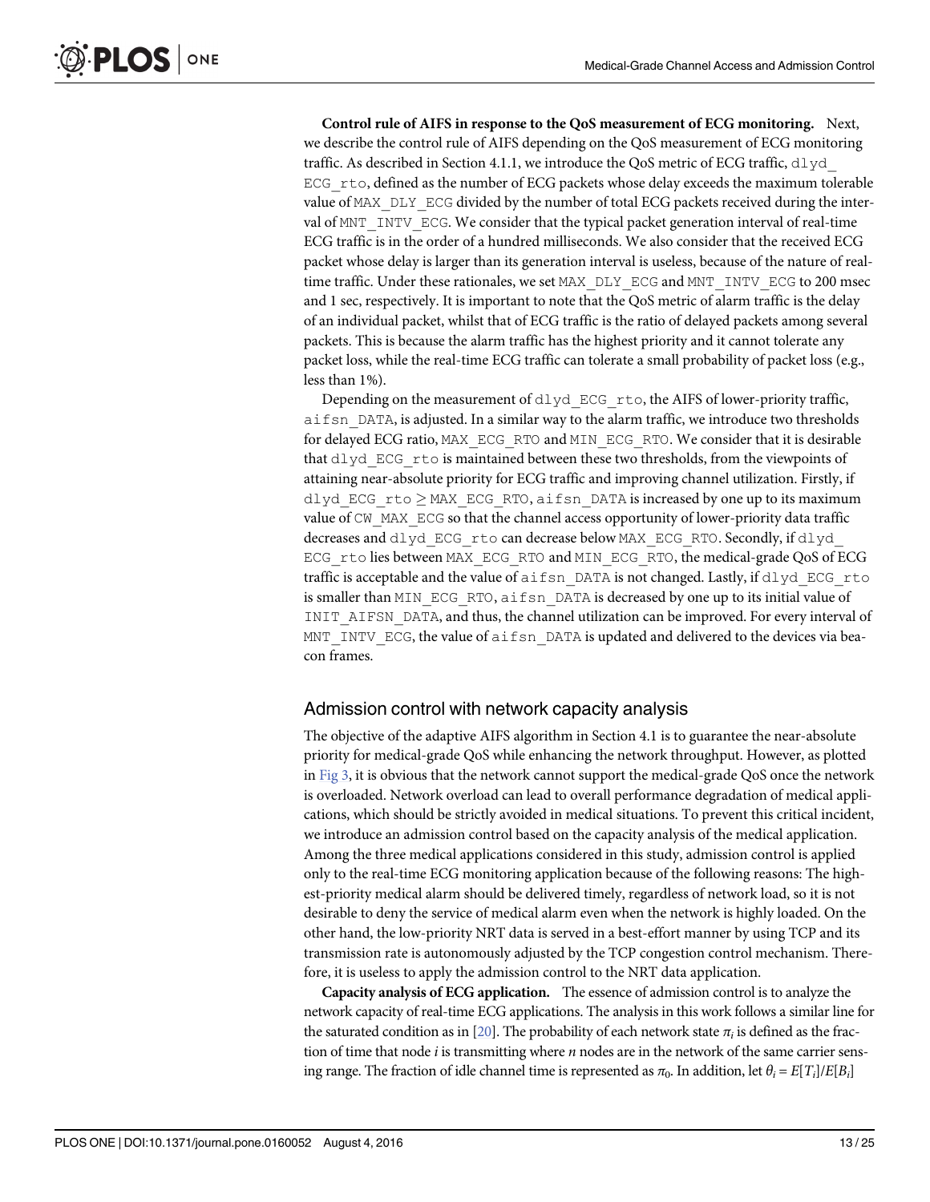**Control rule of AIFS in response to the QoS measurement of ECG monitoring.** Next, we describe the control rule of AIFS depending on the QoS measurement of ECG monitoring traffic. As described in Section 4.1.1, we introduce the QoS metric of ECG traffic, `dlyd_ECG_rto`, defined as the number of ECG packets whose delay exceeds the maximum tolerable value of `MAX_DLY_ECG` divided by the number of total ECG packets received during the interval of `MNT_INTV_ECG`. We consider that the typical packet generation interval of real-time ECG traffic is in the order of a hundred milliseconds. We also consider that the received ECG packet whose delay is larger than its generation interval is useless, because of the nature of real-time traffic. Under these rationales, we set `MAX_DLY_ECG` and `MNT_INTV_ECG` to 200 msec and 1 sec, respectively. It is important to note that the QoS metric of alarm traffic is the delay of an individual packet, whilst that of ECG traffic is the ratio of delayed packets among several packets. This is because the alarm traffic has the highest priority and it cannot tolerate any packet loss, while the real-time ECG traffic can tolerate a small probability of packet loss (e.g., less than 1%).

Depending on the measurement of `dlyd_ECG_rto`, the AIFS of lower-priority traffic, `aifsn_DATA`, is adjusted. In a similar way to the alarm traffic, we introduce two thresholds for delayed ECG ratio, `MAX_ECG_RTO` and `MIN_ECG_RTO`. We consider that it is desirable that `dlyd_ECG_rto` is maintained between these two thresholds, from the viewpoints of attaining near-absolute priority for ECG traffic and improving channel utilization. Firstly, if `dlyd_ECG_rto` $\geq$ `MAX_ECG_RTO`, `aifsn_DATA` is increased by one up to its maximum value of `CW_MAX_ECG` so that the channel access opportunity of lower-priority data traffic decreases and `dlyd_ECG_rto` can decrease below `MAX_ECG_RTO`. Secondly, if `dlyd_ECG_rto` lies between `MAX_ECG_RTO` and `MIN_ECG_RTO`, the medical-grade QoS of ECG traffic is acceptable and the value of `aifsn_DATA` is not changed. Lastly, if `dlyd_ECG_rto` is smaller than `MIN_ECG_RTO`, `aifsn_DATA` is decreased by one up to its initial value of `INIT_AIFSN_DATA`, and thus, the channel utilization can be improved. For every interval of `MNT_INTV_ECG`, the value of `aifsn_DATA` is updated and delivered to the devices via beacon frames.

## Admission control with network capacity analysis

The objective of the adaptive AIFS algorithm in Section 4.1 is to guarantee the near-absolute priority for medical-grade QoS while enhancing the network throughput. However, as plotted in Fig 3, it is obvious that the network cannot support the medical-grade QoS once the network is overloaded. Network overload can lead to overall performance degradation of medical applications, which should be strictly avoided in medical situations. To prevent this critical incident, we introduce an admission control based on the capacity analysis of the medical application. Among the three medical applications considered in this study, admission control is applied only to the real-time ECG monitoring application because of the following reasons: The highest-priority medical alarm should be delivered timely, regardless of network load, so it is not desirable to deny the service of medical alarm even when the network is highly loaded. On the other hand, the low-priority NRT data is served in a best-effort manner by using TCP and its transmission rate is autonomously adjusted by the TCP congestion control mechanism. Therefore, it is useless to apply the admission control to the NRT data application.

**Capacity analysis of ECG application.** The essence of admission control is to analyze the network capacity of real-time ECG applications. The analysis in this work follows a similar line for the saturated condition as in [20]. The probability of each network state $\pi_i$ is defined as the fraction of time that node $i$ is transmitting where $n$ nodes are in the network of the same carrier sensing range. The fraction of idle channel time is represented as $\pi_0$. In addition, let $\theta_i = E[T_i]/E[B_i]$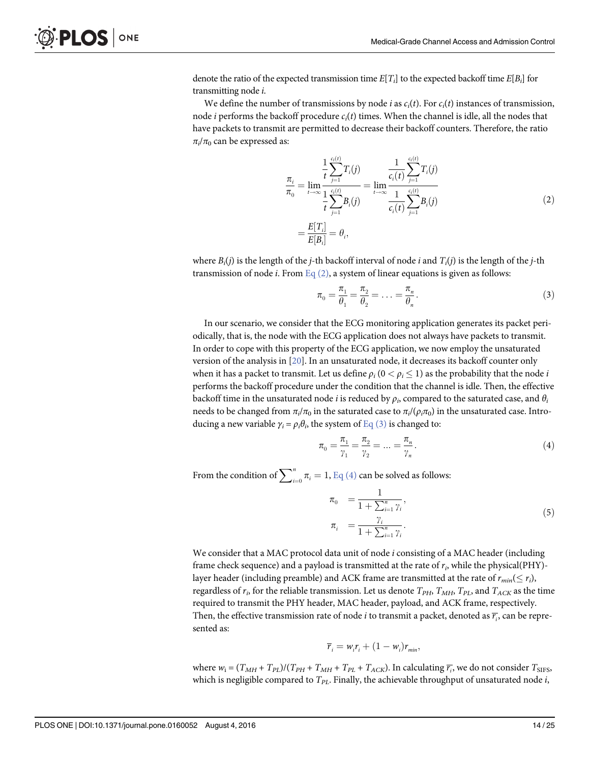denote the ratio of the expected transmission time $E[T_i]$ to the expected backoff time $E[B_i]$ for transmitting node $i$.

We define the number of transmissions by node $i$ as $c_i(t)$. For $c_i(t)$ instances of transmission, node $i$ performs the backoff procedure $c_i(t)$ times. When the channel is idle, all the nodes that have packets to transmit are permitted to decrease their backoff counters. Therefore, the ratio $\pi_i/\pi_0$ can be expressed as:

$$\begin{aligned}\frac{\pi_i}{\pi_0} &= \lim_{t\to\infty}\frac{\frac{1}{t}\sum_{j=1}^{c_i(t)}T_i(j)}{\frac{1}{t}\sum_{j=1}^{c_i(t)}B_i(j)} = \lim_{t\to\infty}\frac{\frac{1}{c_i(t)}\sum_{j=1}^{c_i(t)}T_i(j)}{\frac{1}{c_i(t)}\sum_{j=1}^{c_i(t)}B_i(j)} \\ &= \frac{E[T_i]}{E[B_i]} = \theta_i,\end{aligned} \tag{2}$$

where $B_i(j)$ is the length of the $j$-th backoff interval of node $i$ and $T_i(j)$ is the length of the $j$-th transmission of node $i$. From Eq (2), a system of linear equations is given as follows:

$$\pi_0 = \frac{\pi_1}{\theta_1} = \frac{\pi_2}{\theta_2} = \ldots = \frac{\pi_n}{\theta_n}. \tag{3}$$

In our scenario, we consider that the ECG monitoring application generates its packet periodically, that is, the node with the ECG application does not always have packets to transmit. In order to cope with this property of the ECG application, we now employ the unsaturated version of the analysis in [20]. In an unsaturated node, it decreases its backoff counter only when it has a packet to transmit. Let us define $\rho_i$ $(0 < \rho_i \leq 1)$ as the probability that the node $i$ performs the backoff procedure under the condition that the channel is idle. Then, the effective backoff time in the unsaturated node $i$ is reduced by $\rho_i$, compared to the saturated case, and $\theta_i$ needs to be changed from $\pi_i/\pi_0$ in the saturated case to $\pi_i/(\rho_i\pi_0)$ in the unsaturated case. Introducing a new variable $\gamma_i = \rho_i\theta_i$, the system of Eq (3) is changed to:

$$\pi_0 = \frac{\pi_1}{\gamma_1} = \frac{\pi_2}{\gamma_2} = \ldots = \frac{\pi_n}{\gamma_n}. \tag{4}$$

From the condition of $\sum_{i=0}^{n}\pi_i = 1$, Eq (4) can be solved as follows:

$$\begin{aligned}\pi_0 &= \frac{1}{1+\sum_{i=1}^{n}\gamma_i}, \\ \pi_i &= \frac{\gamma_i}{1+\sum_{i=1}^{n}\gamma_i}.\end{aligned} \tag{5}$$

We consider that a MAC protocol data unit of node $i$ consisting of a MAC header (including frame check sequence) and a payload is transmitted at the rate of $r_i$, while the physical(PHY)-layer header (including preamble) and ACK frame are transmitted at the rate of $r_{min}(\leq r_i)$, regardless of $r_i$, for the reliable transmission. Let us denote $T_{PH}$, $T_{MH}$, $T_{PL}$, and $T_{ACK}$ as the time required to transmit the PHY header, MAC header, payload, and ACK frame, respectively. Then, the effective transmission rate of node $i$ to transmit a packet, denoted as $\overline{r_i}$, can be represented as:

$$\overline{r}_i = w_i r_i + (1 - w_i) r_{min},$$

where $w_i = (T_{MH} + T_{PL})/(T_{PH} + T_{MH} + T_{PL} + T_{ACK})$. In calculating $\overline{r_i}$, we do not consider $T_{SIFS}$, which is negligible compared to $T_{PL}$. Finally, the achievable throughput of unsaturated node $i$,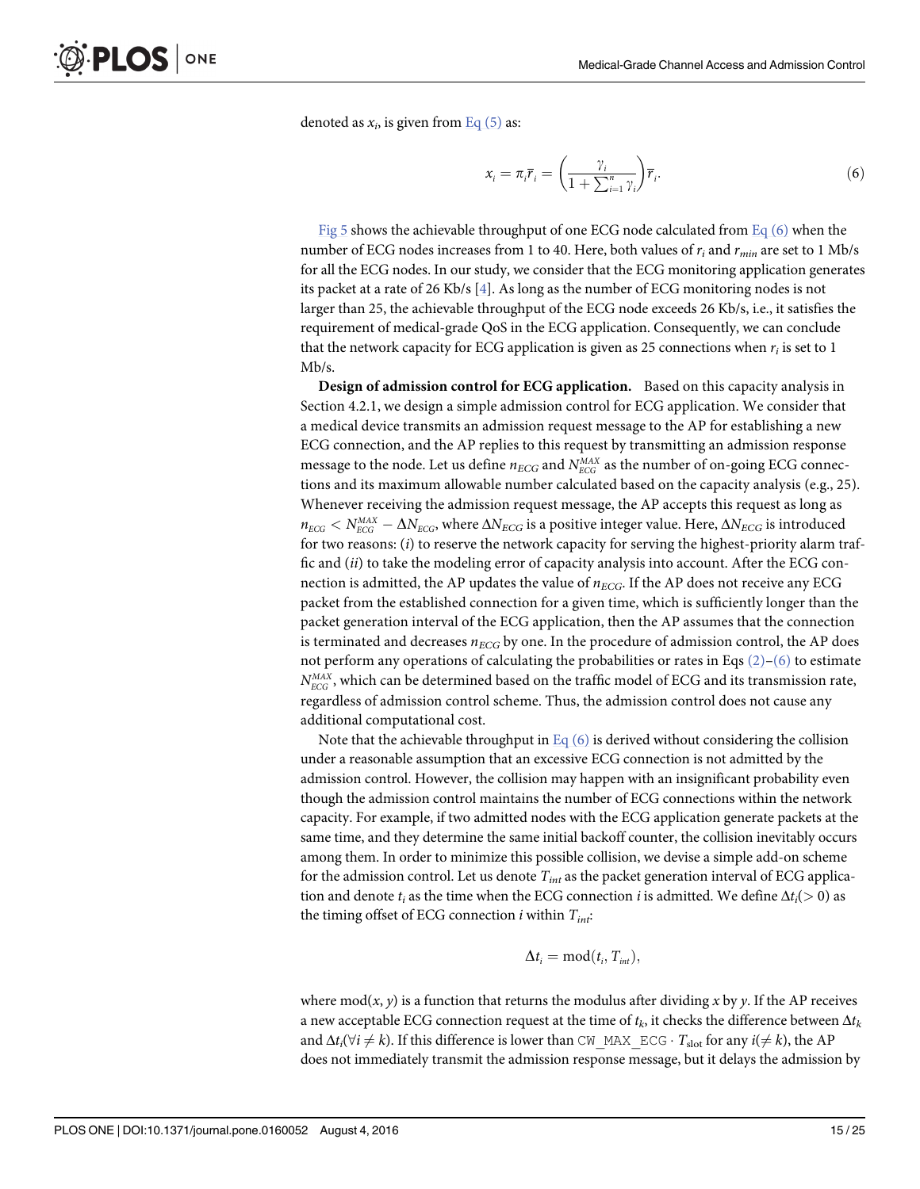denoted as $x_i$, is given from Eq (5) as:

$$x_i = \pi_i \bar{r}_i = \left(\frac{\gamma_i}{1 + \sum_{i=1}^{n} \gamma_i}\right) \bar{r}_i. \tag{6}$$

Fig 5 shows the achievable throughput of one ECG node calculated from Eq (6) when the number of ECG nodes increases from 1 to 40. Here, both values of $r_i$ and $r_{min}$ are set to 1 Mb/s for all the ECG nodes. In our study, we consider that the ECG monitoring application generates its packet at a rate of 26 Kb/s [4]. As long as the number of ECG monitoring nodes is not larger than 25, the achievable throughput of the ECG node exceeds 26 Kb/s, i.e., it satisfies the requirement of medical-grade QoS in the ECG application. Consequently, we can conclude that the network capacity for ECG application is given as 25 connections when $r_i$ is set to 1 Mb/s.

**Design of admission control for ECG application.** Based on this capacity analysis in Section 4.2.1, we design a simple admission control for ECG application. We consider that a medical device transmits an admission request message to the AP for establishing a new ECG connection, and the AP replies to this request by transmitting an admission response message to the node. Let us define $n_{ECG}$ and $N_{ECG}^{MAX}$ as the number of on-going ECG connections and its maximum allowable number calculated based on the capacity analysis (e.g., 25). Whenever receiving the admission request message, the AP accepts this request as long as $n_{ECG} < N_{ECG}^{MAX} - \Delta N_{ECG}$, where $\Delta N_{ECG}$ is a positive integer value. Here, $\Delta N_{ECG}$ is introduced for two reasons: (*i*) to reserve the network capacity for serving the highest-priority alarm traffic and (*ii*) to take the modeling error of capacity analysis into account. After the ECG connection is admitted, the AP updates the value of $n_{ECG}$. If the AP does not receive any ECG packet from the established connection for a given time, which is sufficiently longer than the packet generation interval of the ECG application, then the AP assumes that the connection is terminated and decreases $n_{ECG}$ by one. In the procedure of admission control, the AP does not perform any operations of calculating the probabilities or rates in Eqs (2)–(6) to estimate $N_{ECG}^{MAX}$, which can be determined based on the traffic model of ECG and its transmission rate, regardless of admission control scheme. Thus, the admission control does not cause any additional computational cost.

Note that the achievable throughput in Eq (6) is derived without considering the collision under a reasonable assumption that an excessive ECG connection is not admitted by the admission control. However, the collision may happen with an insignificant probability even though the admission control maintains the number of ECG connections within the network capacity. For example, if two admitted nodes with the ECG application generate packets at the same time, and they determine the same initial backoff counter, the collision inevitably occurs among them. In order to minimize this possible collision, we devise a simple add-on scheme for the admission control. Let us denote $T_{int}$ as the packet generation interval of ECG application and denote $t_i$ as the time when the ECG connection $i$ is admitted. We define $\Delta t_i (> 0)$ as the timing offset of ECG connection $i$ within $T_{int}$:

$$\Delta t_i = \mathrm{mod}(t_i, T_{int}),$$

where mod($x$, $y$) is a function that returns the modulus after dividing $x$ by $y$. If the AP receives a new acceptable ECG connection request at the time of $t_k$, it checks the difference between $\Delta t_k$ and $\Delta t_i (\forall i \neq k)$. If this difference is lower than `CW_MAX_ECG` $\cdot\, T_{slot}$ for any $i (\neq k)$, the AP does not immediately transmit the admission response message, but it delays the admission by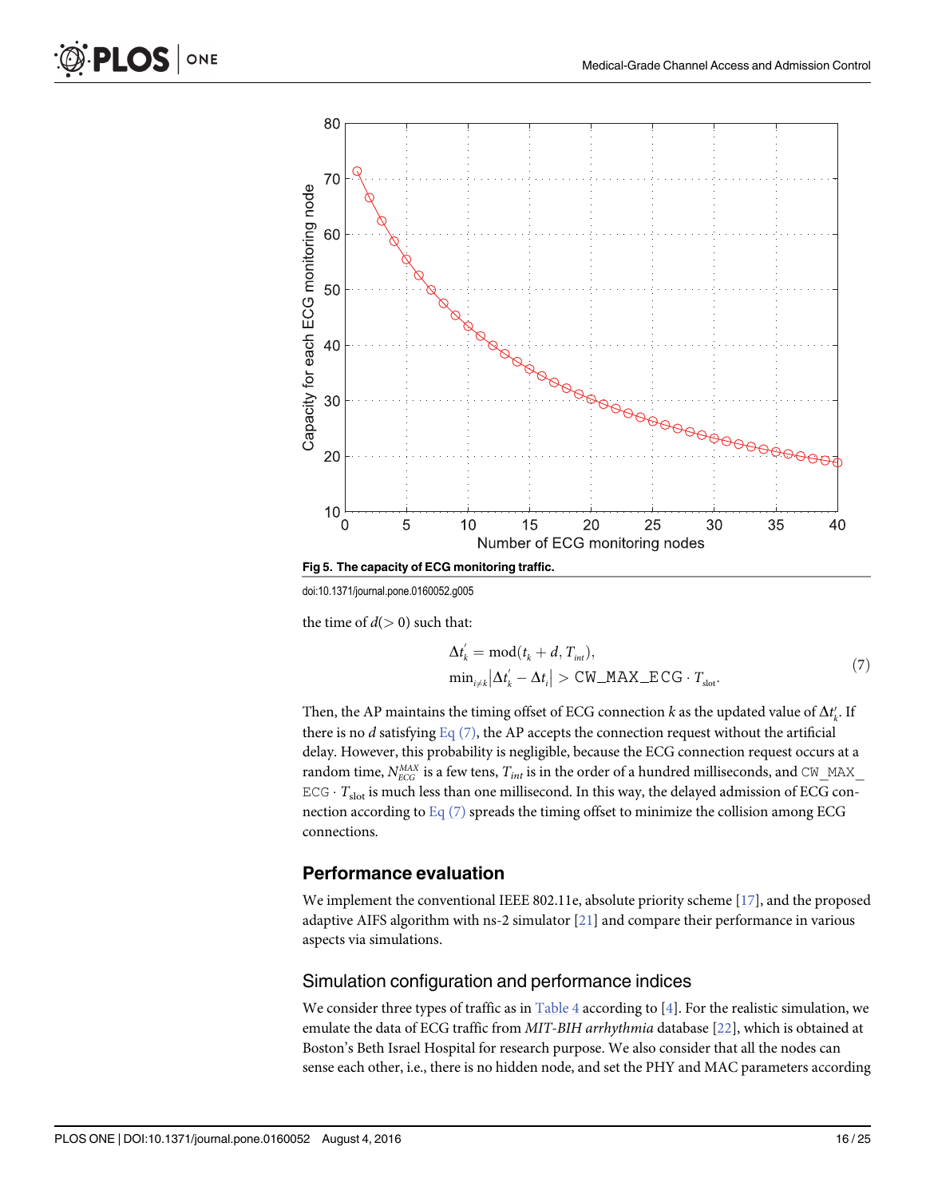Fig 5. The capacity of ECG monitoring traffic.

doi:10.1371/journal.pone.0160052.g005

the time of $d(> 0)$ such that:

$$\begin{aligned} \Delta t_k^{'} &= \mathrm{mod}(t_k + d, T_{int}), \\ \min_{i \neq k} |\Delta t_k^{'} - \Delta t_i| &> \texttt{CW\_MAX\_ECG} \cdot T_{\text{slot}}. \end{aligned} \tag{7}$$

Then, the AP maintains the timing offset of ECG connection $k$ as the updated value of $\Delta t_k^{'}$. If there is no $d$ satisfying Eq (7), the AP accepts the connection request without the artificial delay. However, this probability is negligible, because the ECG connection request occurs at a random time, $N_{ECG}^{MAX}$ is a few tens, $T_{int}$ is in the order of a hundred milliseconds, and CW_MAX_ECG $\cdot$ $T_{\text{slot}}$ is much less than one millisecond. In this way, the delayed admission of ECG connection according to Eq (7) spreads the timing offset to minimize the collision among ECG connections.

## Performance evaluation

We implement the conventional IEEE 802.11e, absolute priority scheme [17], and the proposed adaptive AIFS algorithm with ns-2 simulator [21] and compare their performance in various aspects via simulations.

### Simulation configuration and performance indices

We consider three types of traffic as in Table 4 according to [4]. For the realistic simulation, we emulate the data of ECG traffic from *MIT-BIH arrhythmia* database [22], which is obtained at Boston's Beth Israel Hospital for research purpose. We also consider that all the nodes can sense each other, i.e., there is no hidden node, and set the PHY and MAC parameters according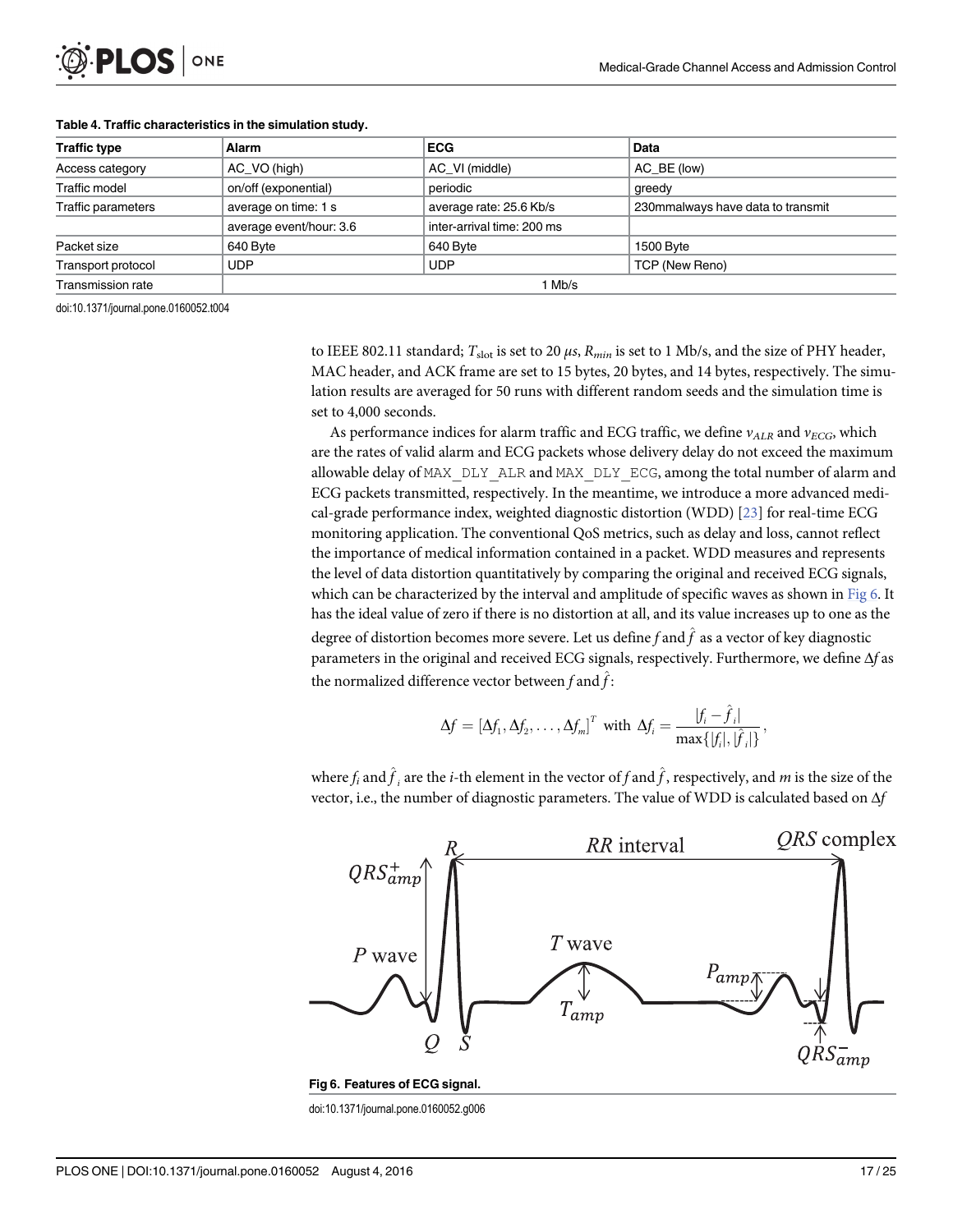**Table 4. Traffic characteristics in the simulation study.**

| Traffic type | Alarm | ECG | Data |
|---|---|---|---|
| Access category | AC_VO (high) | AC_VI (middle) | AC_BE (low) |
| Traffic model | on/off (exponential) | periodic | greedy |
| Traffic parameters | average on time: 1 s | average rate: 25.6 Kb/s | 230mmalways have data to transmit |
| | average event/hour: 3.6 | inter-arrival time: 200 ms | |
| Packet size | 640 Byte | 640 Byte | 1500 Byte |
| Transport protocol | UDP | UDP | TCP (New Reno) |
| Transmission rate | 1 Mb/s | | |

doi:10.1371/journal.pone.0160052.t004

to IEEE 802.11 standard; $T_{slot}$ is set to 20 $\mu s$, $R_{min}$ is set to 1 Mb/s, and the size of PHY header, MAC header, and ACK frame are set to 15 bytes, 20 bytes, and 14 bytes, respectively. The simulation results are averaged for 50 runs with different random seeds and the simulation time is set to 4,000 seconds.

As performance indices for alarm traffic and ECG traffic, we define $v_{ALR}$ and $v_{ECG}$, which are the rates of valid alarm and ECG packets whose delivery delay do not exceed the maximum allowable delay of MAX_DLY_ALR and MAX_DLY_ECG, among the total number of alarm and ECG packets transmitted, respectively. In the meantime, we introduce a more advanced medical-grade performance index, weighted diagnostic distortion (WDD) [23] for real-time ECG monitoring application. The conventional QoS metrics, such as delay and loss, cannot reflect the importance of medical information contained in a packet. WDD measures and represents the level of data distortion quantitatively by comparing the original and received ECG signals, which can be characterized by the interval and amplitude of specific waves as shown in Fig 6. It has the ideal value of zero if there is no distortion at all, and its value increases up to one as the degree of distortion becomes more severe. Let us define $f$ and $\hat{f}$ as a vector of key diagnostic parameters in the original and received ECG signals, respectively. Furthermore, we define $\Delta f$ as the normalized difference vector between $f$ and $\hat{f}$:

$$\Delta f = [\Delta f_1, \Delta f_2, \ldots, \Delta f_m]^T \text{ with } \Delta f_i = \frac{|f_i - \hat{f}_i|}{\max\{|f_i|, |\hat{f}_i|\}},$$

where $f_i$ and $\hat{f}_i$ are the $i$-th element in the vector of $f$ and $\hat{f}$, respectively, and $m$ is the size of the vector, i.e., the number of diagnostic parameters. The value of WDD is calculated based on $\Delta f$

**Fig 6. Features of ECG signal.**

doi:10.1371/journal.pone.0160052.g006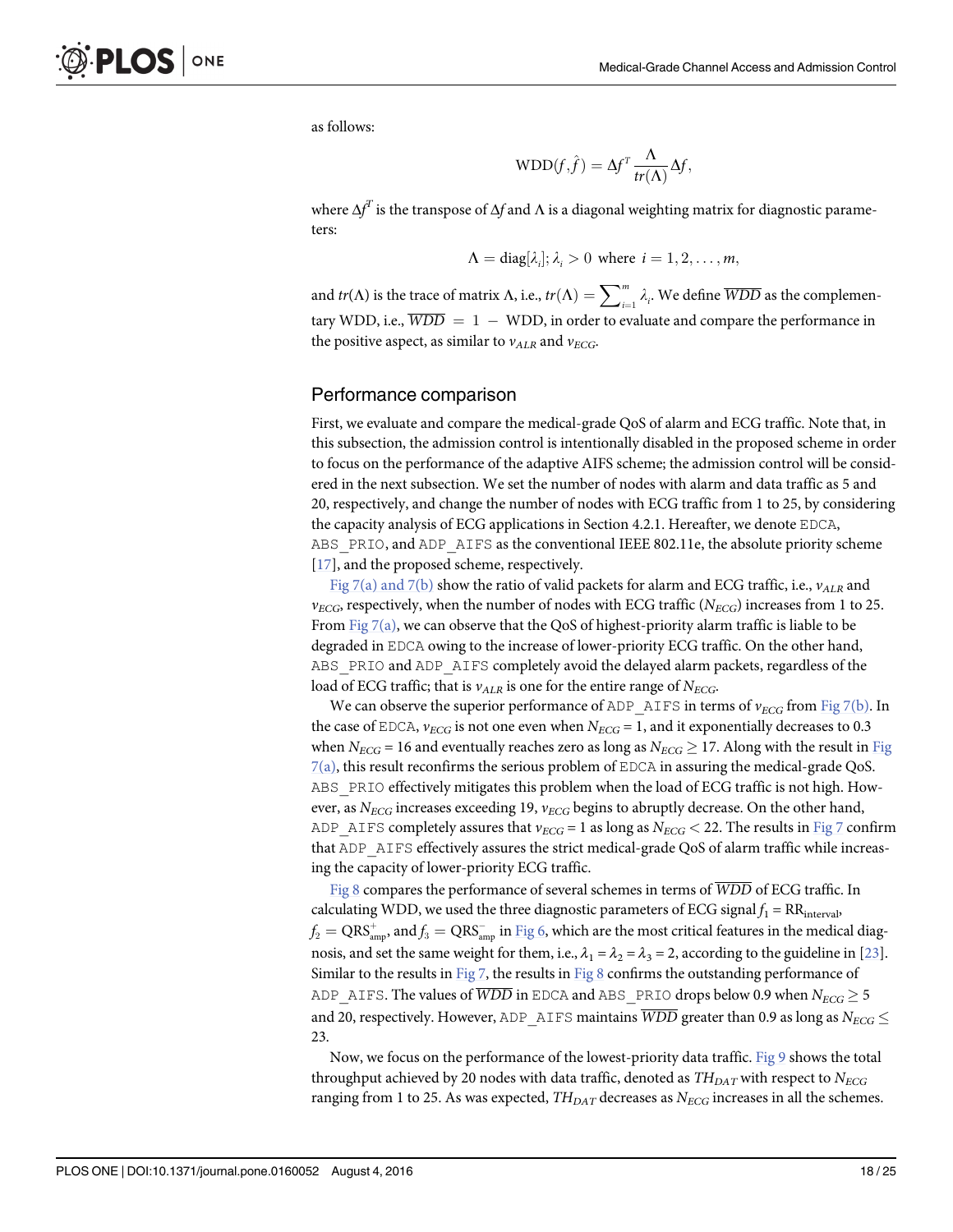as follows:

$$\text{WDD}(f, \hat{f}) = \Delta f^T \frac{\Lambda}{tr(\Lambda)} \Delta f,$$

where $\Delta f^T$ is the transpose of $\Delta f$ and $\Lambda$ is a diagonal weighting matrix for diagnostic parameters:

$$\Lambda = \text{diag}[\lambda_i]; \lambda_i > 0 \text{ where } i = 1, 2, \ldots, m,$$

and $tr(\Lambda)$ is the trace of matrix $\Lambda$, i.e., $tr(\Lambda) = \sum_{i=1}^{m} \lambda_i$. We define $\overline{WDD}$ as the complementary WDD, i.e., $\overline{WDD} = 1 - \text{WDD}$, in order to evaluate and compare the performance in the positive aspect, as similar to $v_{ALR}$ and $v_{ECG}$.

## Performance comparison

First, we evaluate and compare the medical-grade QoS of alarm and ECG traffic. Note that, in this subsection, the admission control is intentionally disabled in the proposed scheme in order to focus on the performance of the adaptive AIFS scheme; the admission control will be considered in the next subsection. We set the number of nodes with alarm and data traffic as 5 and 20, respectively, and change the number of nodes with ECG traffic from 1 to 25, by considering the capacity analysis of ECG applications in Section 4.2.1. Hereafter, we denote `EDCA`, `ABS_PRIO`, and `ADP_AIFS` as the conventional IEEE 802.11e, the absolute priority scheme [17], and the proposed scheme, respectively.

Fig 7(a) and 7(b) show the ratio of valid packets for alarm and ECG traffic, i.e., $v_{ALR}$ and $v_{ECG}$, respectively, when the number of nodes with ECG traffic ($N_{ECG}$) increases from 1 to 25. From Fig 7(a), we can observe that the QoS of highest-priority alarm traffic is liable to be degraded in `EDCA` owing to the increase of lower-priority ECG traffic. On the other hand, `ABS_PRIO` and `ADP_AIFS` completely avoid the delayed alarm packets, regardless of the load of ECG traffic; that is $v_{ALR}$ is one for the entire range of $N_{ECG}$.

We can observe the superior performance of `ADP_AIFS` in terms of $v_{ECG}$ from Fig 7(b). In the case of `EDCA`, $v_{ECG}$ is not one even when $N_{ECG} = 1$, and it exponentially decreases to 0.3 when $N_{ECG} = 16$ and eventually reaches zero as long as $N_{ECG} \geq 17$. Along with the result in Fig 7(a), this result reconfirms the serious problem of `EDCA` in assuring the medical-grade QoS. `ABS_PRIO` effectively mitigates this problem when the load of ECG traffic is not high. However, as $N_{ECG}$ increases exceeding 19, $v_{ECG}$ begins to abruptly decrease. On the other hand, `ADP_AIFS` completely assures that $v_{ECG} = 1$ as long as $N_{ECG} < 22$. The results in Fig 7 confirm that `ADP_AIFS` effectively assures the strict medical-grade QoS of alarm traffic while increasing the capacity of lower-priority ECG traffic.

Fig 8 compares the performance of several schemes in terms of $\overline{WDD}$ of ECG traffic. In calculating WDD, we used the three diagnostic parameters of ECG signal $f_1 = \text{RR}_{\text{interval}}$, $f_2 = \text{QRS}^{+}_{\text{amp}}$, and $f_3 = \text{QRS}^{-}_{\text{amp}}$ in Fig 6, which are the most critical features in the medical diagnosis, and set the same weight for them, i.e., $\lambda_1 = \lambda_2 = \lambda_3 = 2$, according to the guideline in [23]. Similar to the results in Fig 7, the results in Fig 8 confirms the outstanding performance of `ADP_AIFS`. The values of $\overline{WDD}$ in `EDCA` and `ABS_PRIO` drops below 0.9 when $N_{ECG} \geq 5$ and 20, respectively. However, `ADP_AIFS` maintains $\overline{WDD}$ greater than 0.9 as long as $N_{ECG} \leq$ 23.

Now, we focus on the performance of the lowest-priority data traffic. Fig 9 shows the total throughput achieved by 20 nodes with data traffic, denoted as $TH_{DAT}$ with respect to $N_{ECG}$ ranging from 1 to 25. As was expected, $TH_{DAT}$ decreases as $N_{ECG}$ increases in all the schemes.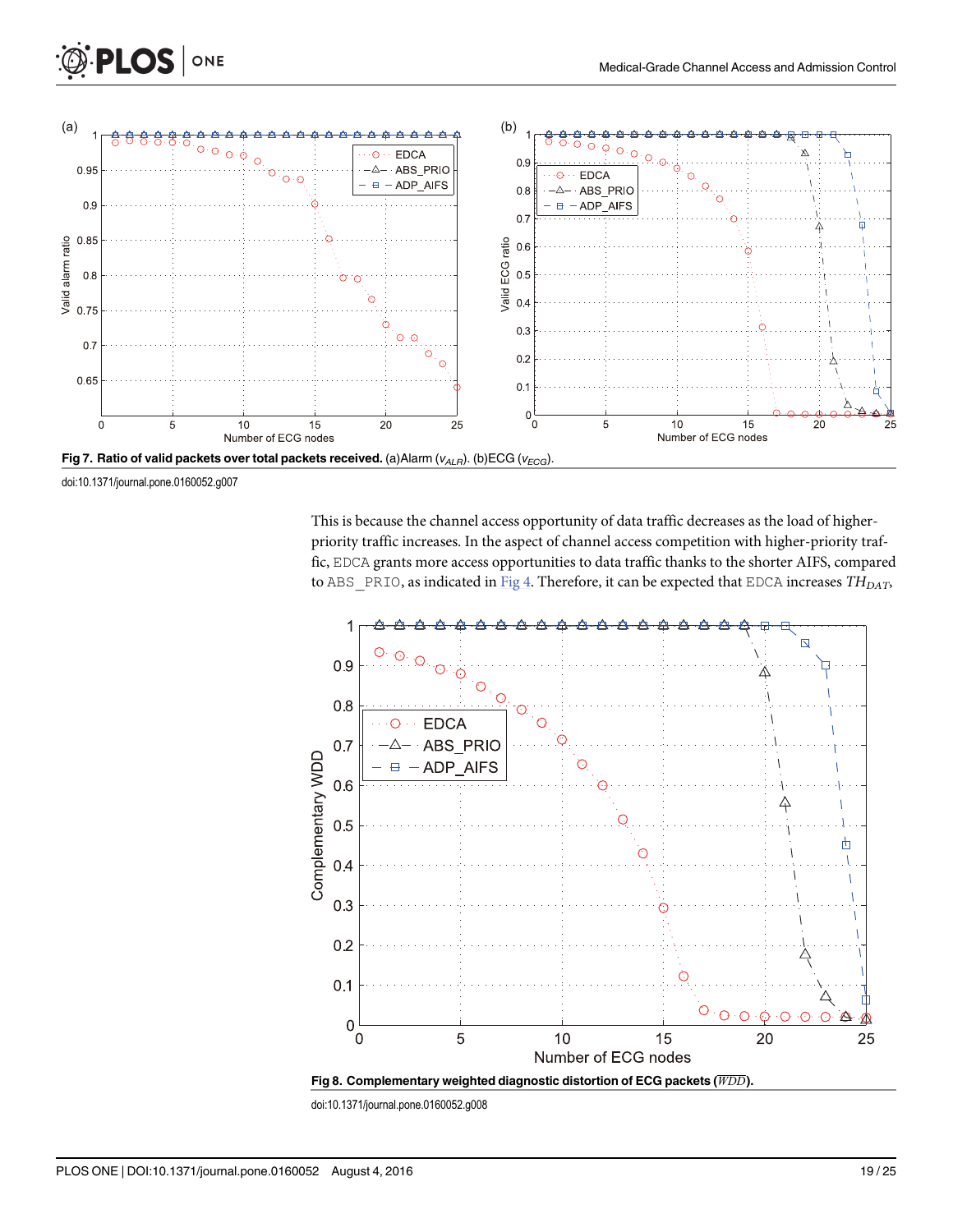**Fig 7. Ratio of valid packets over total packets received.** (a)Alarm ($v_{ALR}$). (b)ECG ($v_{ECG}$).

doi:10.1371/journal.pone.0160052.g007

This is because the channel access opportunity of data traffic decreases as the load of higher-priority traffic increases. In the aspect of channel access competition with higher-priority traffic, EDCA grants more access opportunities to data traffic thanks to the shorter AIFS, compared to ABS_PRIO, as indicated in Fig 4. Therefore, it can be expected that EDCA increases $TH_{DAT}$,

**Fig 8. Complementary weighted diagnostic distortion of ECG packets ($\overline{WDD}$).**

doi:10.1371/journal.pone.0160052.g008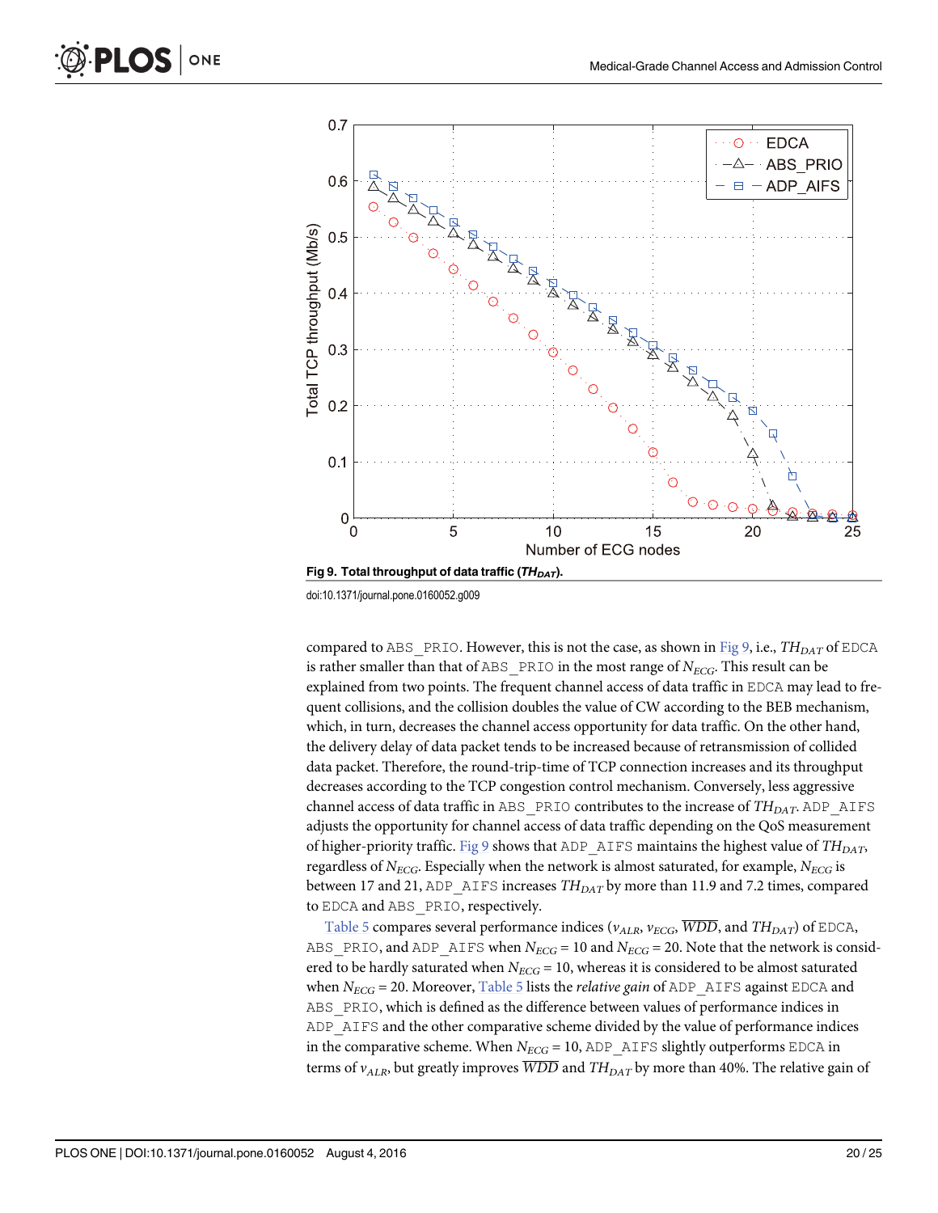Fig 9. Total throughput of data traffic ($TH_{DAT}$).

doi:10.1371/journal.pone.0160052.g009

compared to ABS_PRIO. However, this is not the case, as shown in Fig 9, i.e., $TH_{DAT}$ of EDCA is rather smaller than that of ABS_PRIO in the most range of $N_{ECG}$. This result can be explained from two points. The frequent channel access of data traffic in EDCA may lead to frequent collisions, and the collision doubles the value of CW according to the BEB mechanism, which, in turn, decreases the channel access opportunity for data traffic. On the other hand, the delivery delay of data packet tends to be increased because of retransmission of collided data packet. Therefore, the round-trip-time of TCP connection increases and its throughput decreases according to the TCP congestion control mechanism. Conversely, less aggressive channel access of data traffic in ABS_PRIO contributes to the increase of $TH_{DAT}$. ADP_AIFS adjusts the opportunity for channel access of data traffic depending on the QoS measurement of higher-priority traffic. Fig 9 shows that ADP_AIFS maintains the highest value of $TH_{DAT}$, regardless of $N_{ECG}$. Especially when the network is almost saturated, for example, $N_{ECG}$ is between 17 and 21, ADP_AIFS increases $TH_{DAT}$ by more than 11.9 and 7.2 times, compared to EDCA and ABS_PRIO, respectively.

Table 5 compares several performance indices ($v_{ALR}$, $v_{ECG}$, $\overline{WDD}$, and $TH_{DAT}$) of EDCA, ABS_PRIO, and ADP_AIFS when $N_{ECG}$ = 10 and $N_{ECG}$ = 20. Note that the network is considered to be hardly saturated when $N_{ECG}$ = 10, whereas it is considered to be almost saturated when $N_{ECG}$ = 20. Moreover, Table 5 lists the *relative gain* of ADP_AIFS against EDCA and ABS_PRIO, which is defined as the difference between values of performance indices in ADP_AIFS and the other comparative scheme divided by the value of performance indices in the comparative scheme. When $N_{ECG}$ = 10, ADP_AIFS slightly outperforms EDCA in terms of $v_{ALR}$, but greatly improves $\overline{WDD}$ and $TH_{DAT}$ by more than 40%. The relative gain of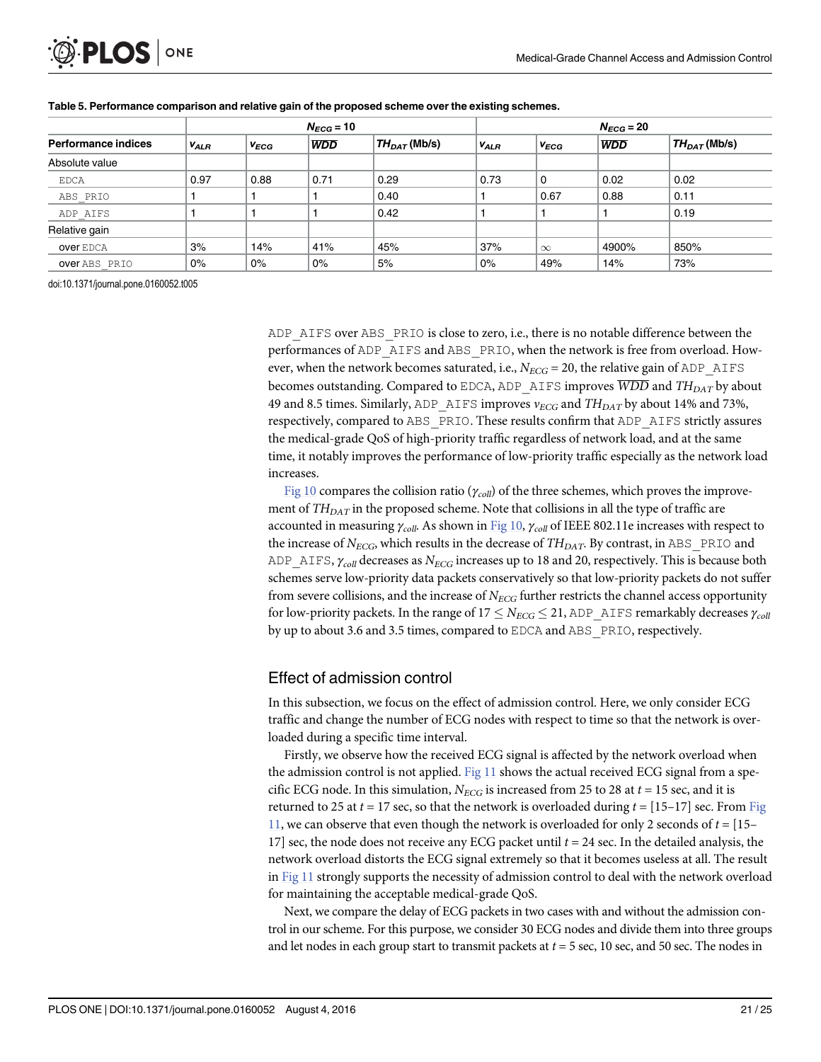**Table 5. Performance comparison and relative gain of the proposed scheme over the existing schemes.**

| | $N_{ECG}$ = 10 | | | | $N_{ECG}$ = 20 | | | |
|---|---|---|---|---|---|---|---|---|
| **Performance indices** | $v_{ALR}$ | $v_{ECG}$ | $\overline{WDD}$ | $TH_{DAT}$ (Mb/s) | $v_{ALR}$ | $v_{ECG}$ | $\overline{WDD}$ | $TH_{DAT}$ (Mb/s) |
| Absolute value | | | | | | | | |
| EDCA | 0.97 | 0.88 | 0.71 | 0.29 | 0.73 | 0 | 0.02 | 0.02 |
| ABS_PRIO | 1 | 1 | 1 | 0.40 | 1 | 0.67 | 0.88 | 0.11 |
| ADP_AIFS | 1 | 1 | 1 | 0.42 | 1 | 1 | 1 | 0.19 |
| Relative gain | | | | | | | | |
| over EDCA | 3% | 14% | 41% | 45% | 37% | $\infty$ | 4900% | 850% |
| over ABS_PRIO | 0% | 0% | 0% | 5% | 0% | 49% | 14% | 73% |

doi:10.1371/journal.pone.0160052.t005

ADP_AIFS over ABS_PRIO is close to zero, i.e., there is no notable difference between the performances of ADP_AIFS and ABS_PRIO, when the network is free from overload. However, when the network becomes saturated, i.e., $N_{ECG} = 20$, the relative gain of ADP_AIFS becomes outstanding. Compared to EDCA, ADP_AIFS improves $\overline{WDD}$ and $TH_{DAT}$ by about 49 and 8.5 times. Similarly, ADP_AIFS improves $v_{ECG}$ and $TH_{DAT}$ by about 14% and 73%, respectively, compared to ABS_PRIO. These results confirm that ADP_AIFS strictly assures the medical-grade QoS of high-priority traffic regardless of network load, and at the same time, it notably improves the performance of low-priority traffic especially as the network load increases.

Fig 10 compares the collision ratio ($\gamma_{coll}$) of the three schemes, which proves the improvement of $TH_{DAT}$ in the proposed scheme. Note that collisions in all the type of traffic are accounted in measuring $\gamma_{coll}$. As shown in Fig 10, $\gamma_{coll}$ of IEEE 802.11e increases with respect to the increase of $N_{ECG}$, which results in the decrease of $TH_{DAT}$. By contrast, in ABS_PRIO and ADP_AIFS, $\gamma_{coll}$ decreases as $N_{ECG}$ increases up to 18 and 20, respectively. This is because both schemes serve low-priority data packets conservatively so that low-priority packets do not suffer from severe collisions, and the increase of $N_{ECG}$ further restricts the channel access opportunity for low-priority packets. In the range of $17 \leq N_{ECG} \leq 21$, ADP_AIFS remarkably decreases $\gamma_{coll}$ by up to about 3.6 and 3.5 times, compared to EDCA and ABS_PRIO, respectively.

## Effect of admission control

In this subsection, we focus on the effect of admission control. Here, we only consider ECG traffic and change the number of ECG nodes with respect to time so that the network is overloaded during a specific time interval.

Firstly, we observe how the received ECG signal is affected by the network overload when the admission control is not applied. Fig 11 shows the actual received ECG signal from a specific ECG node. In this simulation, $N_{ECG}$ is increased from 25 to 28 at $t$ = 15 sec, and it is returned to 25 at $t$ = 17 sec, so that the network is overloaded during $t$ = [15–17] sec. From Fig 11, we can observe that even though the network is overloaded for only 2 seconds of $t$ = [15–17] sec, the node does not receive any ECG packet until $t$ = 24 sec. In the detailed analysis, the network overload distorts the ECG signal extremely so that it becomes useless at all. The result in Fig 11 strongly supports the necessity of admission control to deal with the network overload for maintaining the acceptable medical-grade QoS.

Next, we compare the delay of ECG packets in two cases with and without the admission control in our scheme. For this purpose, we consider 30 ECG nodes and divide them into three groups and let nodes in each group start to transmit packets at $t$ = 5 sec, 10 sec, and 50 sec. The nodes in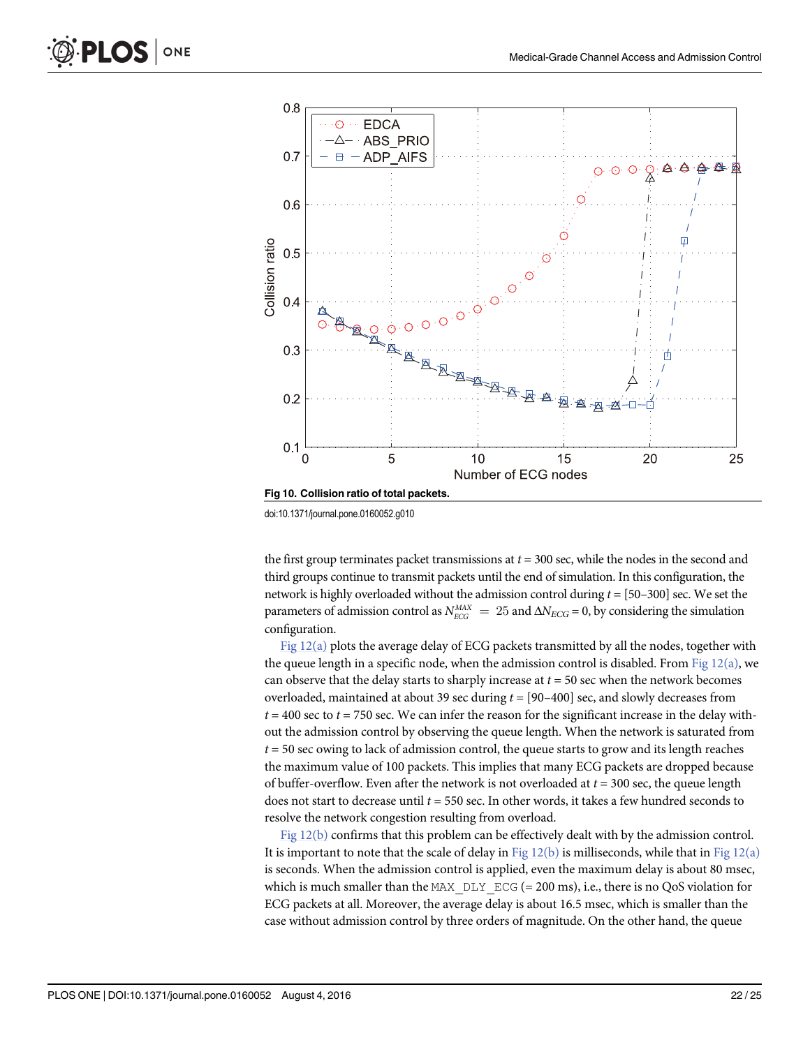**Fig 10. Collision ratio of total packets.**

doi:10.1371/journal.pone.0160052.g010

the first group terminates packet transmissions at $t$ = 300 sec, while the nodes in the second and third groups continue to transmit packets until the end of simulation. In this configuration, the network is highly overloaded without the admission control during $t$ = [50–300] sec. We set the parameters of admission control as $N_{ECG}^{MAX} = 25$ and $\Delta N_{ECG} = 0$, by considering the simulation configuration.

Fig 12(a) plots the average delay of ECG packets transmitted by all the nodes, together with the queue length in a specific node, when the admission control is disabled. From Fig 12(a), we can observe that the delay starts to sharply increase at $t$ = 50 sec when the network becomes overloaded, maintained at about 39 sec during $t$ = [90–400] sec, and slowly decreases from $t$ = 400 sec to $t$ = 750 sec. We can infer the reason for the significant increase in the delay without the admission control by observing the queue length. When the network is saturated from $t$ = 50 sec owing to lack of admission control, the queue starts to grow and its length reaches the maximum value of 100 packets. This implies that many ECG packets are dropped because of buffer-overflow. Even after the network is not overloaded at $t$ = 300 sec, the queue length does not start to decrease until $t$ = 550 sec. In other words, it takes a few hundred seconds to resolve the network congestion resulting from overload.

Fig 12(b) confirms that this problem can be effectively dealt with by the admission control. It is important to note that the scale of delay in Fig 12(b) is milliseconds, while that in Fig 12(a) is seconds. When the admission control is applied, even the maximum delay is about 80 msec, which is much smaller than the `MAX_DLY_ECG` (= 200 ms), i.e., there is no QoS violation for ECG packets at all. Moreover, the average delay is about 16.5 msec, which is smaller than the case without admission control by three orders of magnitude. On the other hand, the queue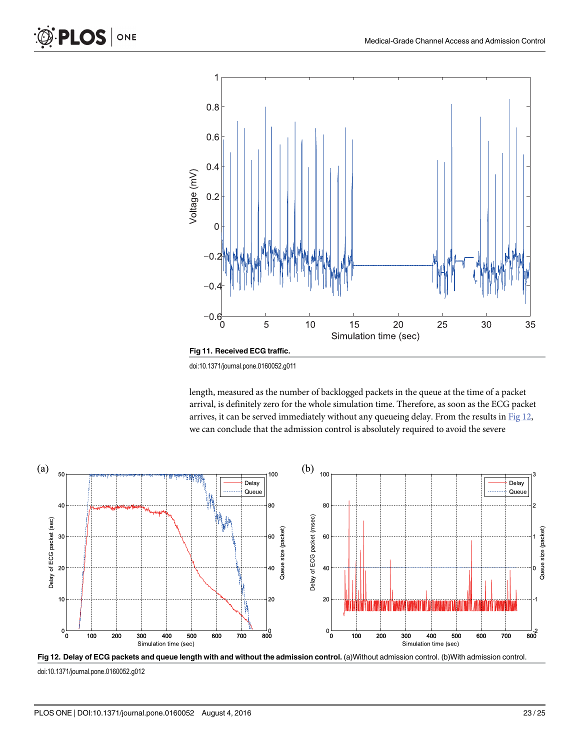Fig 11. Received ECG traffic.

doi:10.1371/journal.pone.0160052.g011

length, measured as the number of backlogged packets in the queue at the time of a packet arrival, is definitely zero for the whole simulation time. Therefore, as soon as the ECG packet arrives, it can be served immediately without any queueing delay. From the results in Fig 12, we can conclude that the admission control is absolutely required to avoid the severe

**Fig 12. Delay of ECG packets and queue length with and without the admission control.** (a)Without admission control. (b)With admission control.

doi:10.1371/journal.pone.0160052.g012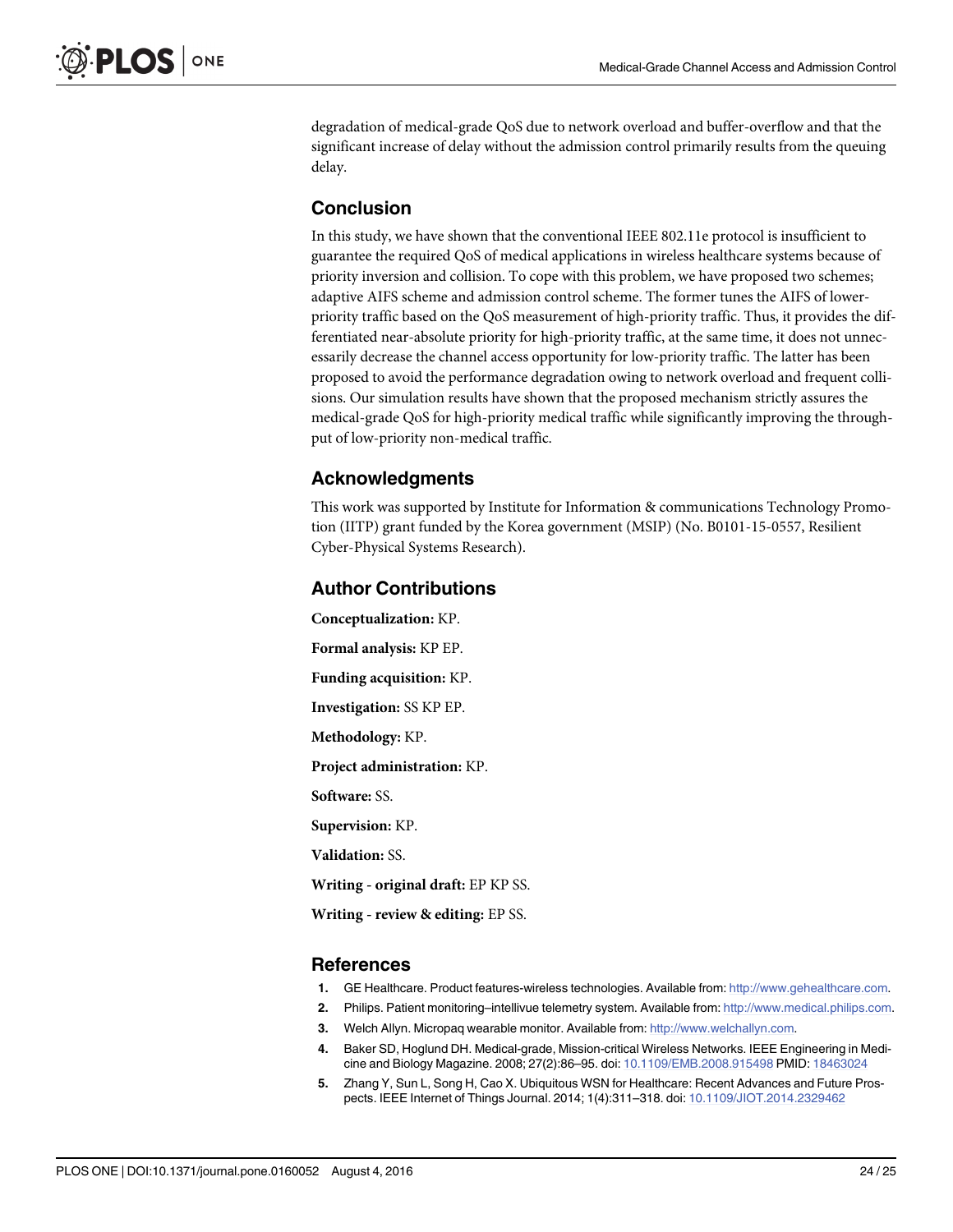degradation of medical-grade QoS due to network overload and buffer-overflow and that the significant increase of delay without the admission control primarily results from the queuing delay.

## Conclusion

In this study, we have shown that the conventional IEEE 802.11e protocol is insufficient to guarantee the required QoS of medical applications in wireless healthcare systems because of priority inversion and collision. To cope with this problem, we have proposed two schemes; adaptive AIFS scheme and admission control scheme. The former tunes the AIFS of lower-priority traffic based on the QoS measurement of high-priority traffic. Thus, it provides the differentiated near-absolute priority for high-priority traffic, at the same time, it does not unnecessarily decrease the channel access opportunity for low-priority traffic. The latter has been proposed to avoid the performance degradation owing to network overload and frequent collisions. Our simulation results have shown that the proposed mechanism strictly assures the medical-grade QoS for high-priority medical traffic while significantly improving the throughput of low-priority non-medical traffic.

## Acknowledgments

This work was supported by Institute for Information & communications Technology Promotion (IITP) grant funded by the Korea government (MSIP) (No. B0101-15-0557, Resilient Cyber-Physical Systems Research).

## Author Contributions

**Conceptualization:** KP.

**Formal analysis:** KP EP.

**Funding acquisition:** KP.

**Investigation:** SS KP EP.

**Methodology:** KP.

**Project administration:** KP.

**Software:** SS.

**Supervision:** KP.

**Validation:** SS.

**Writing - original draft:** EP KP SS.

**Writing - review & editing:** EP SS.

## References

1. GE Healthcare. Product features-wireless technologies. Available from: http://www.gehealthcare.com.
2. Philips. Patient monitoring–intellivue telemetry system. Available from: http://www.medical.philips.com.
3. Welch Allyn. Micropaq wearable monitor. Available from: http://www.welchallyn.com.
4. Baker SD, Hoglund DH. Medical-grade, Mission-critical Wireless Networks. IEEE Engineering in Medicine and Biology Magazine. 2008; 27(2):86–95. doi: 10.1109/EMB.2008.915498 PMID: 18463024
5. Zhang Y, Sun L, Song H, Cao X. Ubiquitous WSN for Healthcare: Recent Advances and Future Prospects. IEEE Internet of Things Journal. 2014; 1(4):311–318. doi: 10.1109/JIOT.2014.2329462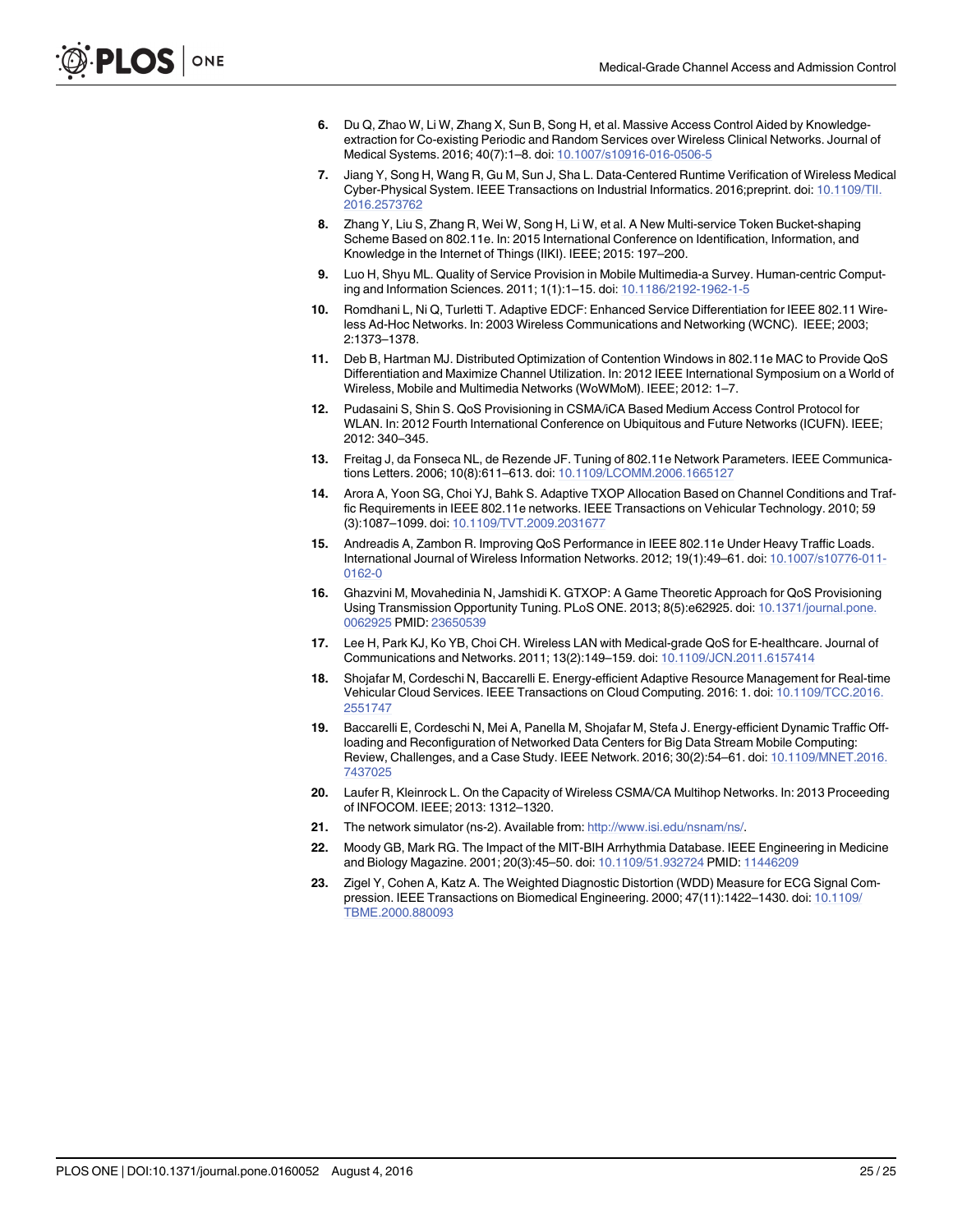6. Du Q, Zhao W, Li W, Zhang X, Sun B, Song H, et al. Massive Access Control Aided by Knowledge-extraction for Co-existing Periodic and Random Services over Wireless Clinical Networks. Journal of Medical Systems. 2016; 40(7):1–8. doi: 10.1007/s10916-016-0506-5
7. Jiang Y, Song H, Wang R, Gu M, Sun J, Sha L. Data-Centered Runtime Verification of Wireless Medical Cyber-Physical System. IEEE Transactions on Industrial Informatics. 2016;preprint. doi: 10.1109/TII.2016.2573762
8. Zhang Y, Liu S, Zhang R, Wei W, Song H, Li W, et al. A New Multi-service Token Bucket-shaping Scheme Based on 802.11e. In: 2015 International Conference on Identification, Information, and Knowledge in the Internet of Things (IIKI). IEEE; 2015: 197–200.
9. Luo H, Shyu ML. Quality of Service Provision in Mobile Multimedia-a Survey. Human-centric Computing and Information Sciences. 2011; 1(1):1–15. doi: 10.1186/2192-1962-1-5
10. Romdhani L, Ni Q, Turletti T. Adaptive EDCF: Enhanced Service Differentiation for IEEE 802.11 Wireless Ad-Hoc Networks. In: 2003 Wireless Communications and Networking (WCNC). IEEE; 2003; 2:1373–1378.
11. Deb B, Hartman MJ. Distributed Optimization of Contention Windows in 802.11e MAC to Provide QoS Differentiation and Maximize Channel Utilization. In: 2012 IEEE International Symposium on a World of Wireless, Mobile and Multimedia Networks (WoWMoM). IEEE; 2012: 1–7.
12. Pudasaini S, Shin S. QoS Provisioning in CSMA/iCA Based Medium Access Control Protocol for WLAN. In: 2012 Fourth International Conference on Ubiquitous and Future Networks (ICUFN). IEEE; 2012: 340–345.
13. Freitag J, da Fonseca NL, de Rezende JF. Tuning of 802.11e Network Parameters. IEEE Communications Letters. 2006; 10(8):611–613. doi: 10.1109/LCOMM.2006.1665127
14. Arora A, Yoon SG, Choi YJ, Bahk S. Adaptive TXOP Allocation Based on Channel Conditions and Traffic Requirements in IEEE 802.11e networks. IEEE Transactions on Vehicular Technology. 2010; 59 (3):1087–1099. doi: 10.1109/TVT.2009.2031677
15. Andreadis A, Zambon R. Improving QoS Performance in IEEE 802.11e Under Heavy Traffic Loads. International Journal of Wireless Information Networks. 2012; 19(1):49–61. doi: 10.1007/s10776-011-0162-0
16. Ghazvini M, Movahedinia N, Jamshidi K. GTXOP: A Game Theoretic Approach for QoS Provisioning Using Transmission Opportunity Tuning. PLoS ONE. 2013; 8(5):e62925. doi: 10.1371/journal.pone.0062925 PMID: 23650539
17. Lee H, Park KJ, Ko YB, Choi CH. Wireless LAN with Medical-grade QoS for E-healthcare. Journal of Communications and Networks. 2011; 13(2):149–159. doi: 10.1109/JCN.2011.6157414
18. Shojafar M, Cordeschi N, Baccarelli E. Energy-efficient Adaptive Resource Management for Real-time Vehicular Cloud Services. IEEE Transactions on Cloud Computing. 2016: 1. doi: 10.1109/TCC.2016.2551747
19. Baccarelli E, Cordeschi N, Mei A, Panella M, Shojafar M, Stefa J. Energy-efficient Dynamic Traffic Offloading and Reconfiguration of Networked Data Centers for Big Data Stream Mobile Computing: Review, Challenges, and a Case Study. IEEE Network. 2016; 30(2):54–61. doi: 10.1109/MNET.2016.7437025
20. Laufer R, Kleinrock L. On the Capacity of Wireless CSMA/CA Multihop Networks. In: 2013 Proceeding of INFOCOM. IEEE; 2013: 1312–1320.
21. The network simulator (ns-2). Available from: http://www.isi.edu/nsnam/ns/.
22. Moody GB, Mark RG. The Impact of the MIT-BIH Arrhythmia Database. IEEE Engineering in Medicine and Biology Magazine. 2001; 20(3):45–50. doi: 10.1109/51.932724 PMID: 11446209
23. Zigel Y, Cohen A, Katz A. The Weighted Diagnostic Distortion (WDD) Measure for ECG Signal Compression. IEEE Transactions on Biomedical Engineering. 2000; 47(11):1422–1430. doi: 10.1109/TBME.2000.880093